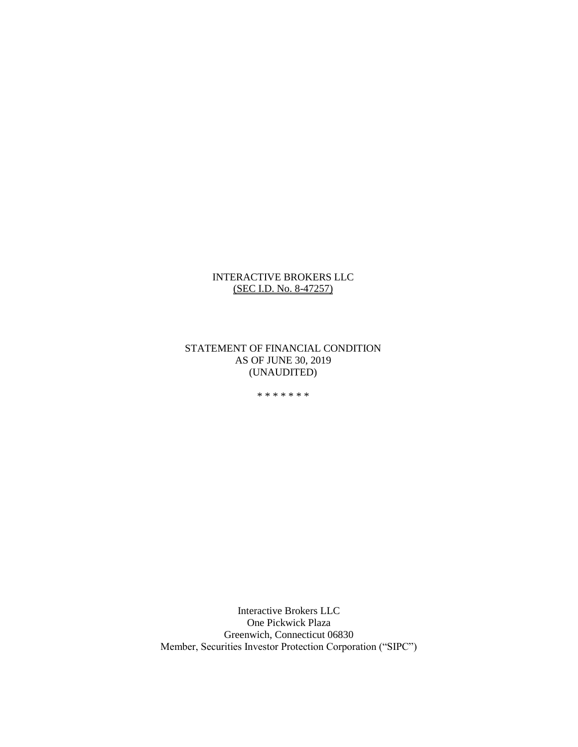INTERACTIVE BROKERS LLC
(SEC I.D. No. 8-47257)

STATEMENT OF FINANCIAL CONDITION
AS OF JUNE 30, 2019
(UNAUDITED)

* * * * * * *

Interactive Brokers LLC
One Pickwick Plaza
Greenwich, Connecticut 06830
Member, Securities Investor Protection Corporation ("SIPC")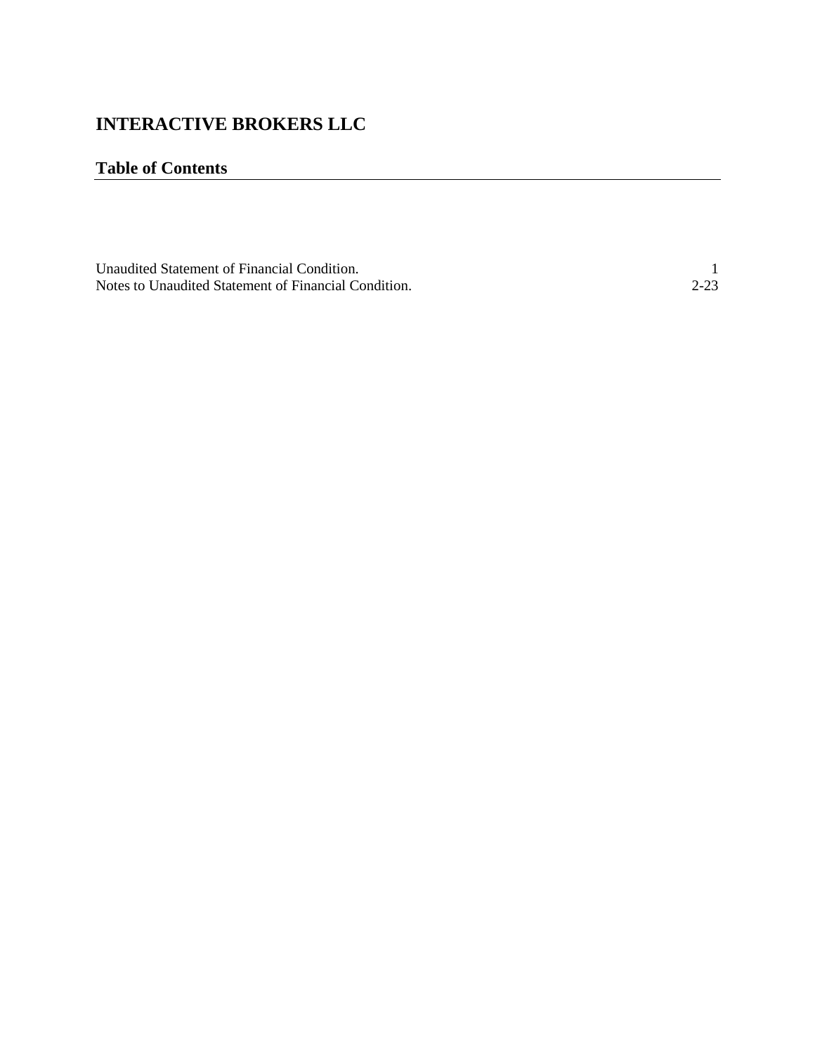# INTERACTIVE BROKERS LLC

## Table of Contents

| | |
|---|---|
| Unaudited Statement of Financial Condition. | 1 |
| Notes to Unaudited Statement of Financial Condition. | 2-23 |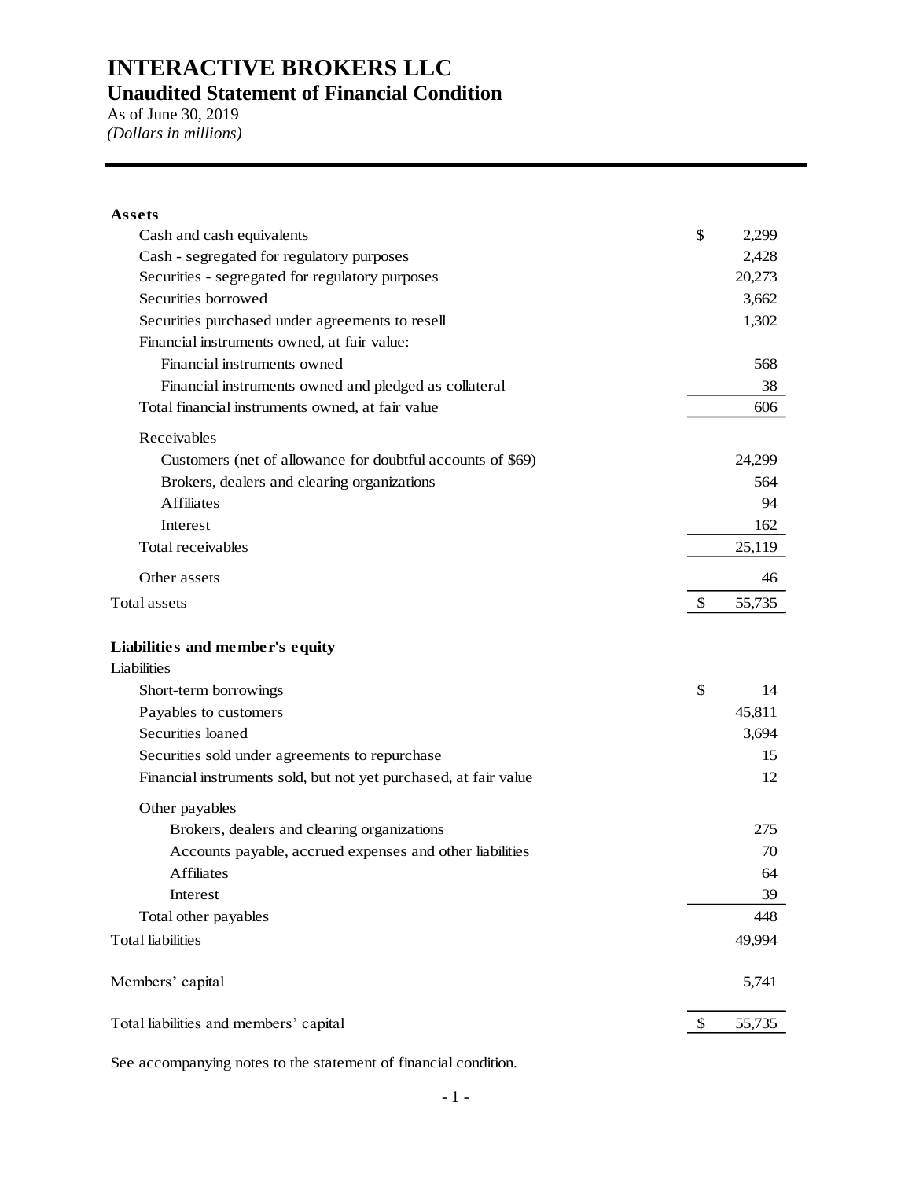# INTERACTIVE BROKERS LLC

## Unaudited Statement of Financial Condition

As of June 30, 2019

*(Dollars in millions)*

| | |
|---|---|
| **Assets** | |
| Cash and cash equivalents | $ 2,299 |
| Cash - segregated for regulatory purposes | 2,428 |
| Securities - segregated for regulatory purposes | 20,273 |
| Securities borrowed | 3,662 |
| Securities purchased under agreements to resell | 1,302 |
| Financial instruments owned, at fair value: | |
| Financial instruments owned | 568 |
| Financial instruments owned and pledged as collateral | 38 |
| Total financial instruments owned, at fair value | 606 |
| Receivables | |
| Customers (net of allowance for doubtful accounts of $69) | 24,299 |
| Brokers, dealers and clearing organizations | 564 |
| Affiliates | 94 |
| Interest | 162 |
| Total receivables | 25,119 |
| Other assets | 46 |
| Total assets | $ 55,735 |
| **Liabilities and member's equity** | |
| Liabilities | |
| Short-term borrowings | $ 14 |
| Payables to customers | 45,811 |
| Securities loaned | 3,694 |
| Securities sold under agreements to repurchase | 15 |
| Financial instruments sold, but not yet purchased, at fair value | 12 |
| Other payables | |
| Brokers, dealers and clearing organizations | 275 |
| Accounts payable, accrued expenses and other liabilities | 70 |
| Affiliates | 64 |
| Interest | 39 |
| Total other payables | 448 |
| Total liabilities | 49,994 |
| Members' capital | 5,741 |
| Total liabilities and members' capital | $ 55,735 |

See accompanying notes to the statement of financial condition.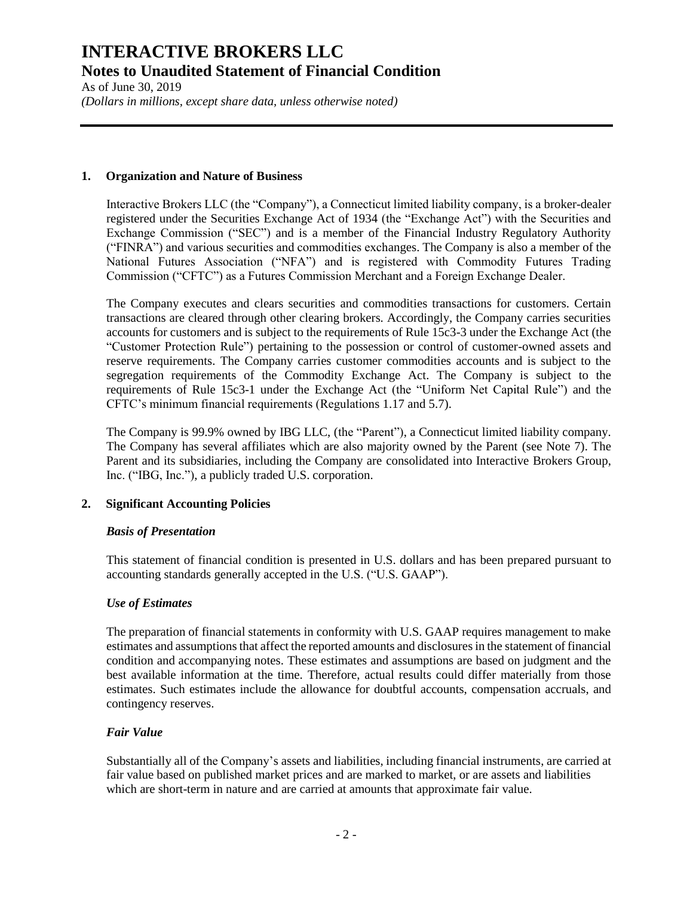# INTERACTIVE BROKERS LLC

## Notes to Unaudited Statement of Financial Condition

As of June 30, 2019

*(Dollars in millions, except share data, unless otherwise noted)*

### 1. Organization and Nature of Business

Interactive Brokers LLC (the "Company"), a Connecticut limited liability company, is a broker-dealer registered under the Securities Exchange Act of 1934 (the "Exchange Act") with the Securities and Exchange Commission ("SEC") and is a member of the Financial Industry Regulatory Authority ("FINRA") and various securities and commodities exchanges. The Company is also a member of the National Futures Association ("NFA") and is registered with Commodity Futures Trading Commission ("CFTC") as a Futures Commission Merchant and a Foreign Exchange Dealer.

The Company executes and clears securities and commodities transactions for customers. Certain transactions are cleared through other clearing brokers. Accordingly, the Company carries securities accounts for customers and is subject to the requirements of Rule 15c3-3 under the Exchange Act (the "Customer Protection Rule") pertaining to the possession or control of customer-owned assets and reserve requirements. The Company carries customer commodities accounts and is subject to the segregation requirements of the Commodity Exchange Act. The Company is subject to the requirements of Rule 15c3-1 under the Exchange Act (the "Uniform Net Capital Rule") and the CFTC's minimum financial requirements (Regulations 1.17 and 5.7).

The Company is 99.9% owned by IBG LLC, (the "Parent"), a Connecticut limited liability company. The Company has several affiliates which are also majority owned by the Parent (see Note 7). The Parent and its subsidiaries, including the Company are consolidated into Interactive Brokers Group, Inc. ("IBG, Inc."), a publicly traded U.S. corporation.

### 2. Significant Accounting Policies

#### *Basis of Presentation*

This statement of financial condition is presented in U.S. dollars and has been prepared pursuant to accounting standards generally accepted in the U.S. ("U.S. GAAP").

#### *Use of Estimates*

The preparation of financial statements in conformity with U.S. GAAP requires management to make estimates and assumptions that affect the reported amounts and disclosures in the statement of financial condition and accompanying notes. These estimates and assumptions are based on judgment and the best available information at the time. Therefore, actual results could differ materially from those estimates. Such estimates include the allowance for doubtful accounts, compensation accruals, and contingency reserves.

#### *Fair Value*

Substantially all of the Company's assets and liabilities, including financial instruments, are carried at fair value based on published market prices and are marked to market, or are assets and liabilities which are short-term in nature and are carried at amounts that approximate fair value.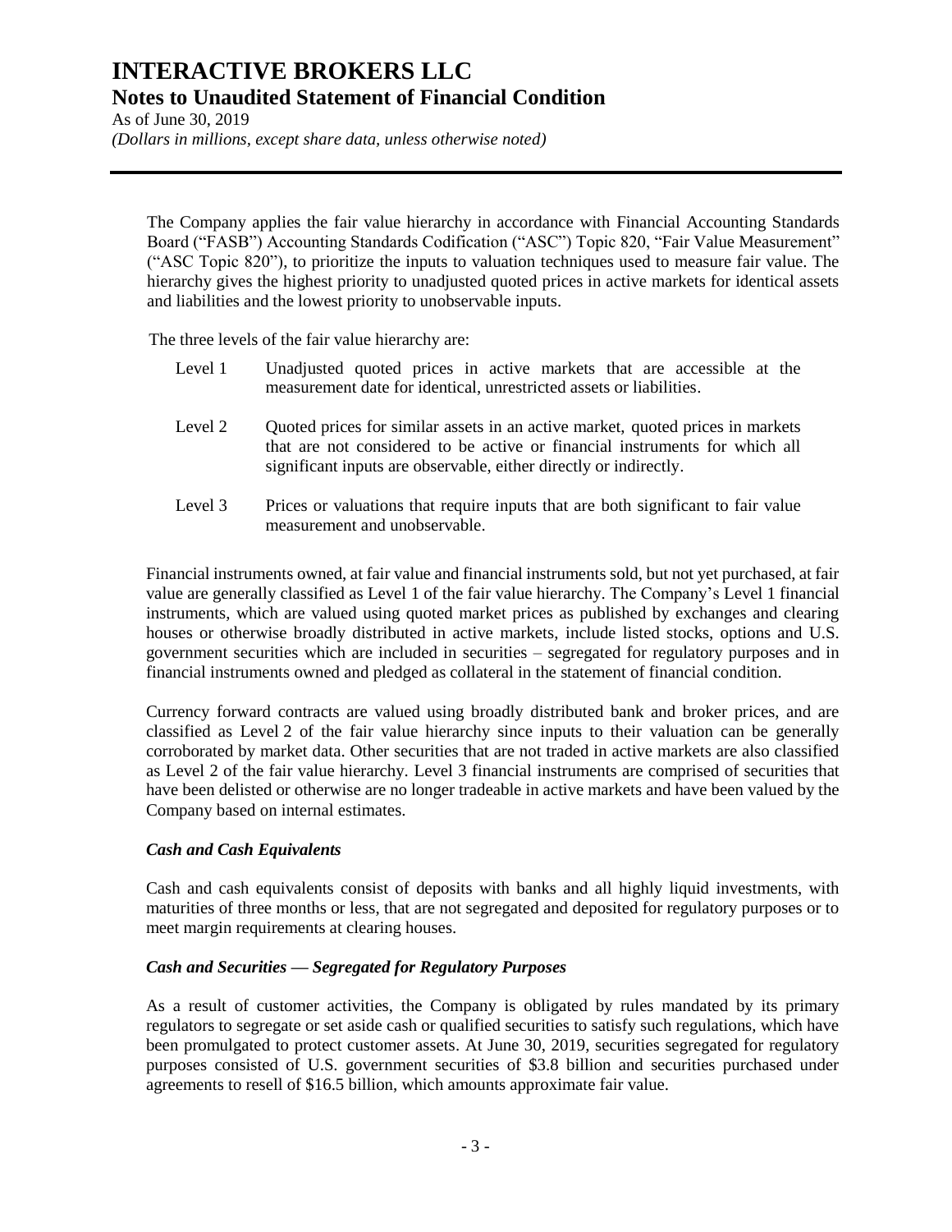The Company applies the fair value hierarchy in accordance with Financial Accounting Standards Board ("FASB") Accounting Standards Codification ("ASC") Topic 820, "Fair Value Measurement" ("ASC Topic 820"), to prioritize the inputs to valuation techniques used to measure fair value. The hierarchy gives the highest priority to unadjusted quoted prices in active markets for identical assets and liabilities and the lowest priority to unobservable inputs.

The three levels of the fair value hierarchy are:

- Level 1 — Unadjusted quoted prices in active markets that are accessible at the measurement date for identical, unrestricted assets or liabilities.
- Level 2 — Quoted prices for similar assets in an active market, quoted prices in markets that are not considered to be active or financial instruments for which all significant inputs are observable, either directly or indirectly.
- Level 3 — Prices or valuations that require inputs that are both significant to fair value measurement and unobservable.

Financial instruments owned, at fair value and financial instruments sold, but not yet purchased, at fair value are generally classified as Level 1 of the fair value hierarchy. The Company's Level 1 financial instruments, which are valued using quoted market prices as published by exchanges and clearing houses or otherwise broadly distributed in active markets, include listed stocks, options and U.S. government securities which are included in securities – segregated for regulatory purposes and in financial instruments owned and pledged as collateral in the statement of financial condition.

Currency forward contracts are valued using broadly distributed bank and broker prices, and are classified as Level 2 of the fair value hierarchy since inputs to their valuation can be generally corroborated by market data. Other securities that are not traded in active markets are also classified as Level 2 of the fair value hierarchy. Level 3 financial instruments are comprised of securities that have been delisted or otherwise are no longer tradeable in active markets and have been valued by the Company based on internal estimates.

### *Cash and Cash Equivalents*

Cash and cash equivalents consist of deposits with banks and all highly liquid investments, with maturities of three months or less, that are not segregated and deposited for regulatory purposes or to meet margin requirements at clearing houses.

### *Cash and Securities — Segregated for Regulatory Purposes*

As a result of customer activities, the Company is obligated by rules mandated by its primary regulators to segregate or set aside cash or qualified securities to satisfy such regulations, which have been promulgated to protect customer assets. At June 30, 2019, securities segregated for regulatory purposes consisted of U.S. government securities of $3.8 billion and securities purchased under agreements to resell of $16.5 billion, which amounts approximate fair value.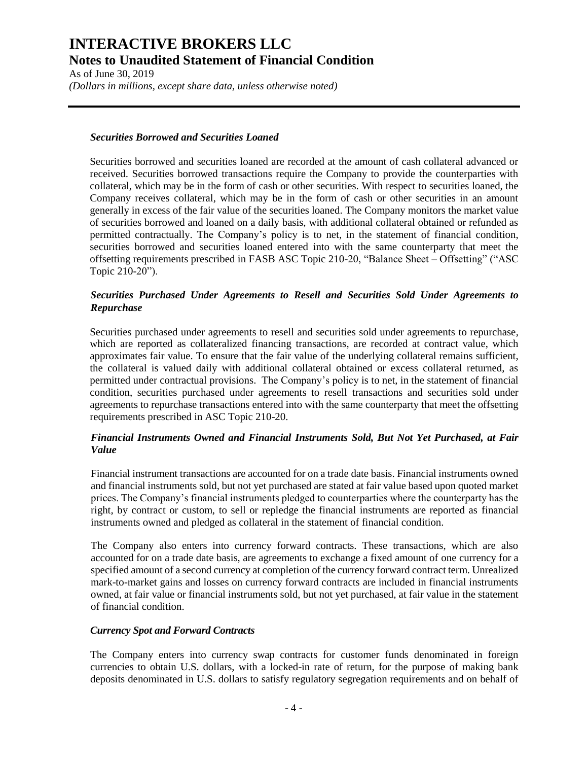### *Securities Borrowed and Securities Loaned*

Securities borrowed and securities loaned are recorded at the amount of cash collateral advanced or received. Securities borrowed transactions require the Company to provide the counterparties with collateral, which may be in the form of cash or other securities. With respect to securities loaned, the Company receives collateral, which may be in the form of cash or other securities in an amount generally in excess of the fair value of the securities loaned. The Company monitors the market value of securities borrowed and loaned on a daily basis, with additional collateral obtained or refunded as permitted contractually. The Company's policy is to net, in the statement of financial condition, securities borrowed and securities loaned entered into with the same counterparty that meet the offsetting requirements prescribed in FASB ASC Topic 210-20, "Balance Sheet – Offsetting" ("ASC Topic 210-20").

### *Securities Purchased Under Agreements to Resell and Securities Sold Under Agreements to Repurchase*

Securities purchased under agreements to resell and securities sold under agreements to repurchase, which are reported as collateralized financing transactions, are recorded at contract value, which approximates fair value. To ensure that the fair value of the underlying collateral remains sufficient, the collateral is valued daily with additional collateral obtained or excess collateral returned, as permitted under contractual provisions. The Company's policy is to net, in the statement of financial condition, securities purchased under agreements to resell transactions and securities sold under agreements to repurchase transactions entered into with the same counterparty that meet the offsetting requirements prescribed in ASC Topic 210-20.

### *Financial Instruments Owned and Financial Instruments Sold, But Not Yet Purchased, at Fair Value*

Financial instrument transactions are accounted for on a trade date basis. Financial instruments owned and financial instruments sold, but not yet purchased are stated at fair value based upon quoted market prices. The Company's financial instruments pledged to counterparties where the counterparty has the right, by contract or custom, to sell or repledge the financial instruments are reported as financial instruments owned and pledged as collateral in the statement of financial condition.

The Company also enters into currency forward contracts. These transactions, which are also accounted for on a trade date basis, are agreements to exchange a fixed amount of one currency for a specified amount of a second currency at completion of the currency forward contract term. Unrealized mark-to-market gains and losses on currency forward contracts are included in financial instruments owned, at fair value or financial instruments sold, but not yet purchased, at fair value in the statement of financial condition.

### *Currency Spot and Forward Contracts*

The Company enters into currency swap contracts for customer funds denominated in foreign currencies to obtain U.S. dollars, with a locked-in rate of return, for the purpose of making bank deposits denominated in U.S. dollars to satisfy regulatory segregation requirements and on behalf of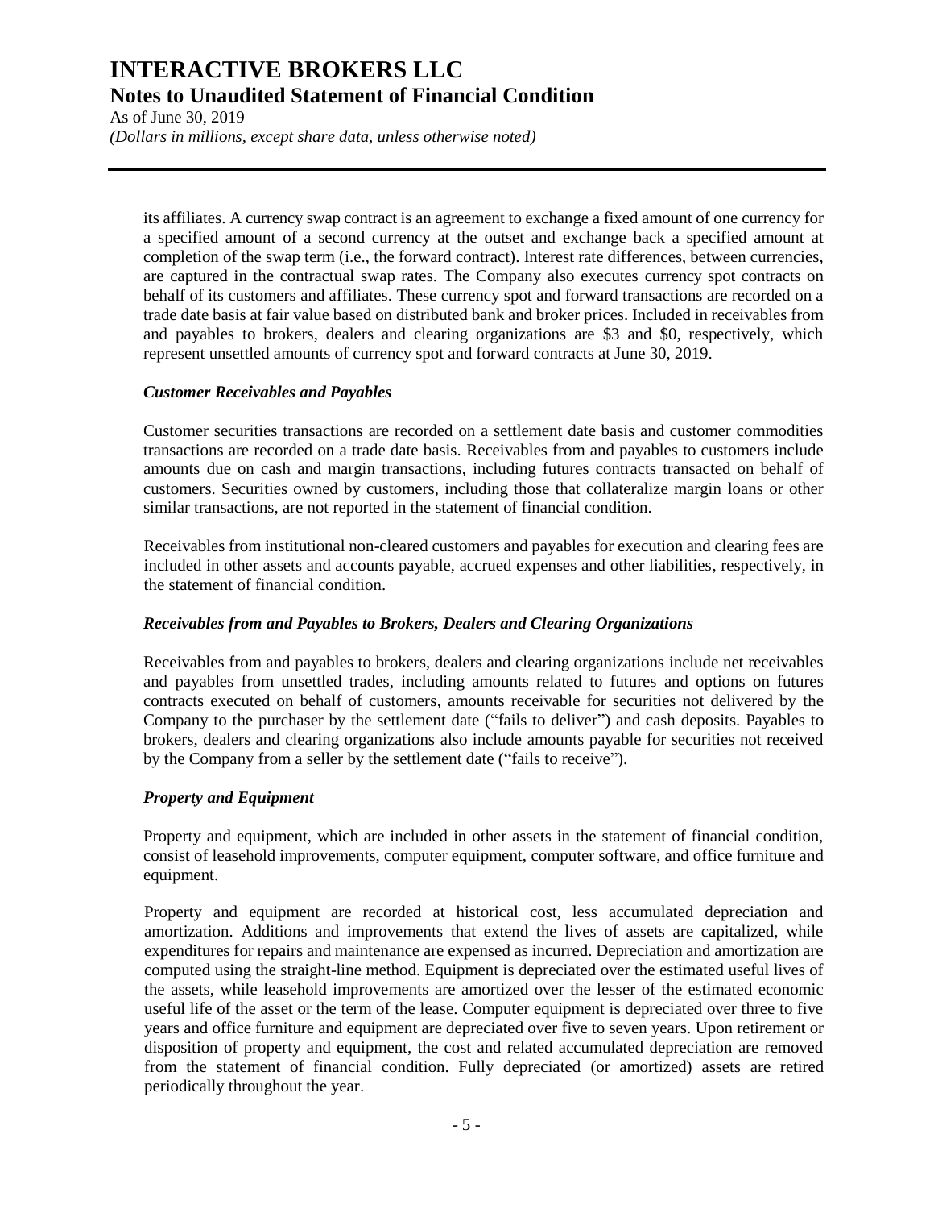its affiliates. A currency swap contract is an agreement to exchange a fixed amount of one currency for a specified amount of a second currency at the outset and exchange back a specified amount at completion of the swap term (i.e., the forward contract). Interest rate differences, between currencies, are captured in the contractual swap rates. The Company also executes currency spot contracts on behalf of its customers and affiliates. These currency spot and forward transactions are recorded on a trade date basis at fair value based on distributed bank and broker prices. Included in receivables from and payables to brokers, dealers and clearing organizations are $3 and $0, respectively, which represent unsettled amounts of currency spot and forward contracts at June 30, 2019.

### *Customer Receivables and Payables*

Customer securities transactions are recorded on a settlement date basis and customer commodities transactions are recorded on a trade date basis. Receivables from and payables to customers include amounts due on cash and margin transactions, including futures contracts transacted on behalf of customers. Securities owned by customers, including those that collateralize margin loans or other similar transactions, are not reported in the statement of financial condition.

Receivables from institutional non-cleared customers and payables for execution and clearing fees are included in other assets and accounts payable, accrued expenses and other liabilities, respectively, in the statement of financial condition.

### *Receivables from and Payables to Brokers, Dealers and Clearing Organizations*

Receivables from and payables to brokers, dealers and clearing organizations include net receivables and payables from unsettled trades, including amounts related to futures and options on futures contracts executed on behalf of customers, amounts receivable for securities not delivered by the Company to the purchaser by the settlement date ("fails to deliver") and cash deposits. Payables to brokers, dealers and clearing organizations also include amounts payable for securities not received by the Company from a seller by the settlement date ("fails to receive").

### *Property and Equipment*

Property and equipment, which are included in other assets in the statement of financial condition, consist of leasehold improvements, computer equipment, computer software, and office furniture and equipment.

Property and equipment are recorded at historical cost, less accumulated depreciation and amortization. Additions and improvements that extend the lives of assets are capitalized, while expenditures for repairs and maintenance are expensed as incurred. Depreciation and amortization are computed using the straight-line method. Equipment is depreciated over the estimated useful lives of the assets, while leasehold improvements are amortized over the lesser of the estimated economic useful life of the asset or the term of the lease. Computer equipment is depreciated over three to five years and office furniture and equipment are depreciated over five to seven years. Upon retirement or disposition of property and equipment, the cost and related accumulated depreciation are removed from the statement of financial condition. Fully depreciated (or amortized) assets are retired periodically throughout the year.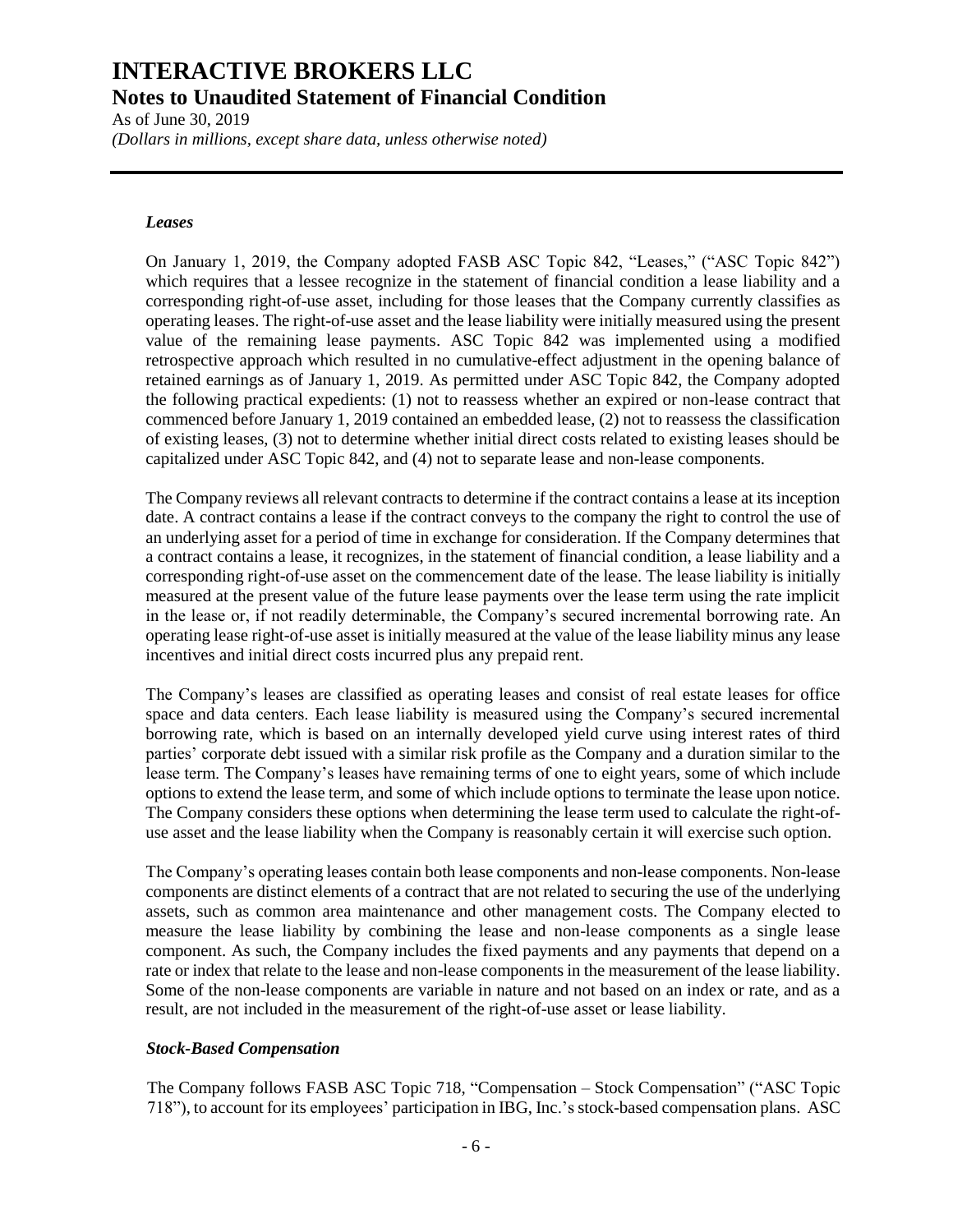### *Leases*

On January 1, 2019, the Company adopted FASB ASC Topic 842, "Leases," ("ASC Topic 842") which requires that a lessee recognize in the statement of financial condition a lease liability and a corresponding right-of-use asset, including for those leases that the Company currently classifies as operating leases. The right-of-use asset and the lease liability were initially measured using the present value of the remaining lease payments. ASC Topic 842 was implemented using a modified retrospective approach which resulted in no cumulative-effect adjustment in the opening balance of retained earnings as of January 1, 2019. As permitted under ASC Topic 842, the Company adopted the following practical expedients: (1) not to reassess whether an expired or non-lease contract that commenced before January 1, 2019 contained an embedded lease, (2) not to reassess the classification of existing leases, (3) not to determine whether initial direct costs related to existing leases should be capitalized under ASC Topic 842, and (4) not to separate lease and non-lease components.

The Company reviews all relevant contracts to determine if the contract contains a lease at its inception date. A contract contains a lease if the contract conveys to the company the right to control the use of an underlying asset for a period of time in exchange for consideration. If the Company determines that a contract contains a lease, it recognizes, in the statement of financial condition, a lease liability and a corresponding right-of-use asset on the commencement date of the lease. The lease liability is initially measured at the present value of the future lease payments over the lease term using the rate implicit in the lease or, if not readily determinable, the Company's secured incremental borrowing rate. An operating lease right-of-use asset is initially measured at the value of the lease liability minus any lease incentives and initial direct costs incurred plus any prepaid rent.

The Company's leases are classified as operating leases and consist of real estate leases for office space and data centers. Each lease liability is measured using the Company's secured incremental borrowing rate, which is based on an internally developed yield curve using interest rates of third parties' corporate debt issued with a similar risk profile as the Company and a duration similar to the lease term. The Company's leases have remaining terms of one to eight years, some of which include options to extend the lease term, and some of which include options to terminate the lease upon notice. The Company considers these options when determining the lease term used to calculate the right-of-use asset and the lease liability when the Company is reasonably certain it will exercise such option.

The Company's operating leases contain both lease components and non-lease components. Non-lease components are distinct elements of a contract that are not related to securing the use of the underlying assets, such as common area maintenance and other management costs. The Company elected to measure the lease liability by combining the lease and non-lease components as a single lease component. As such, the Company includes the fixed payments and any payments that depend on a rate or index that relate to the lease and non-lease components in the measurement of the lease liability. Some of the non-lease components are variable in nature and not based on an index or rate, and as a result, are not included in the measurement of the right-of-use asset or lease liability.

### *Stock-Based Compensation*

The Company follows FASB ASC Topic 718, "Compensation – Stock Compensation" ("ASC Topic 718"), to account for its employees' participation in IBG, Inc.'s stock-based compensation plans. ASC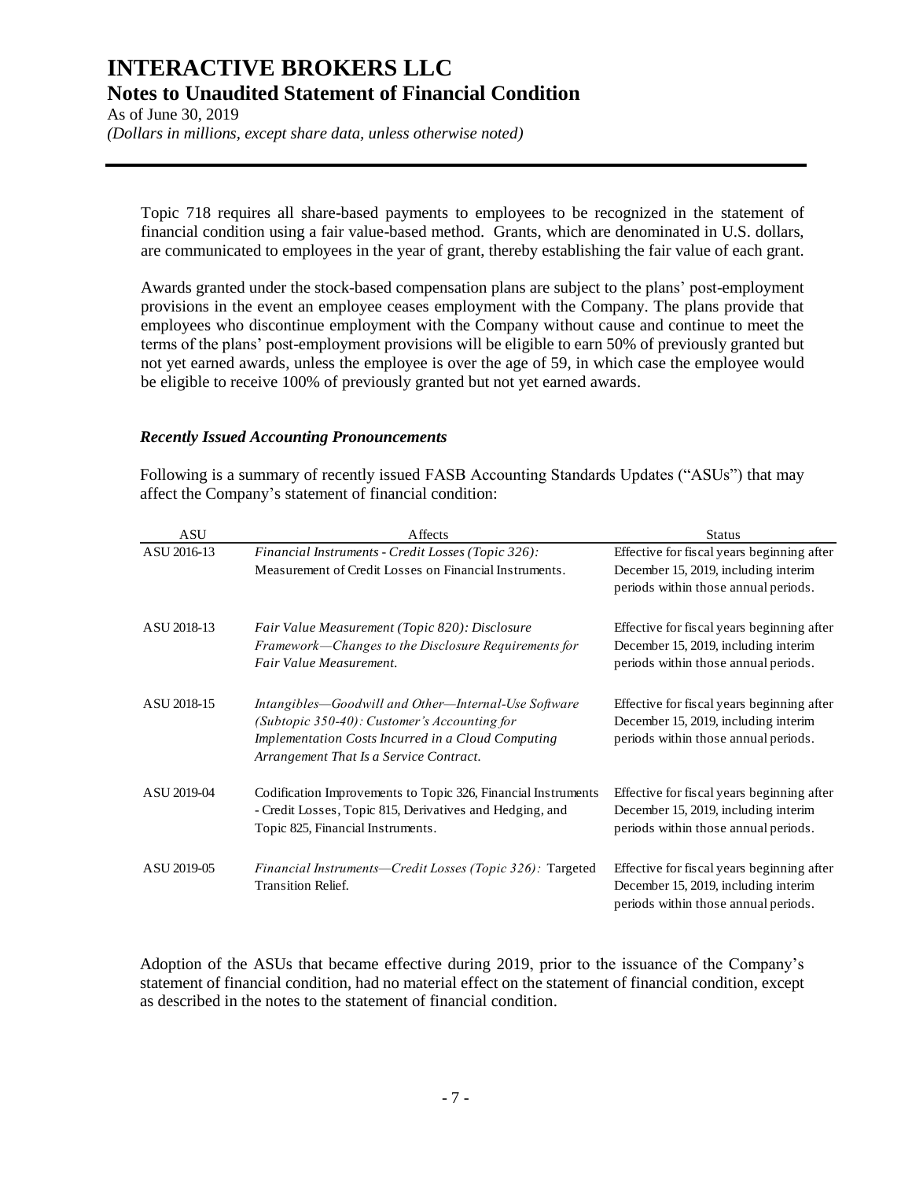Topic 718 requires all share-based payments to employees to be recognized in the statement of financial condition using a fair value-based method. Grants, which are denominated in U.S. dollars, are communicated to employees in the year of grant, thereby establishing the fair value of each grant.

Awards granted under the stock-based compensation plans are subject to the plans' post-employment provisions in the event an employee ceases employment with the Company. The plans provide that employees who discontinue employment with the Company without cause and continue to meet the terms of the plans' post-employment provisions will be eligible to earn 50% of previously granted but not yet earned awards, unless the employee is over the age of 59, in which case the employee would be eligible to receive 100% of previously granted but not yet earned awards.

### *Recently Issued Accounting Pronouncements*

Following is a summary of recently issued FASB Accounting Standards Updates ("ASUs") that may affect the Company's statement of financial condition:

| ASU | Affects | Status |
|---|---|---|
| ASU 2016-13 | *Financial Instruments - Credit Losses (Topic 326):* Measurement of Credit Losses on Financial Instruments. | Effective for fiscal years beginning after December 15, 2019, including interim periods within those annual periods. |
| ASU 2018-13 | *Fair Value Measurement (Topic 820): Disclosure Framework—Changes to the Disclosure Requirements for Fair Value Measurement.* | Effective for fiscal years beginning after December 15, 2019, including interim periods within those annual periods. |
| ASU 2018-15 | *Intangibles—Goodwill and Other—Internal-Use Software (Subtopic 350-40): Customer's Accounting for Implementation Costs Incurred in a Cloud Computing Arrangement That Is a Service Contract.* | Effective for fiscal years beginning after December 15, 2019, including interim periods within those annual periods. |
| ASU 2019-04 | Codification Improvements to Topic 326, Financial Instruments - Credit Losses, Topic 815, Derivatives and Hedging, and Topic 825, Financial Instruments. | Effective for fiscal years beginning after December 15, 2019, including interim periods within those annual periods. |
| ASU 2019-05 | *Financial Instruments—Credit Losses (Topic 326):* Targeted Transition Relief. | Effective for fiscal years beginning after December 15, 2019, including interim periods within those annual periods. |

Adoption of the ASUs that became effective during 2019, prior to the issuance of the Company's statement of financial condition, had no material effect on the statement of financial condition, except as described in the notes to the statement of financial condition.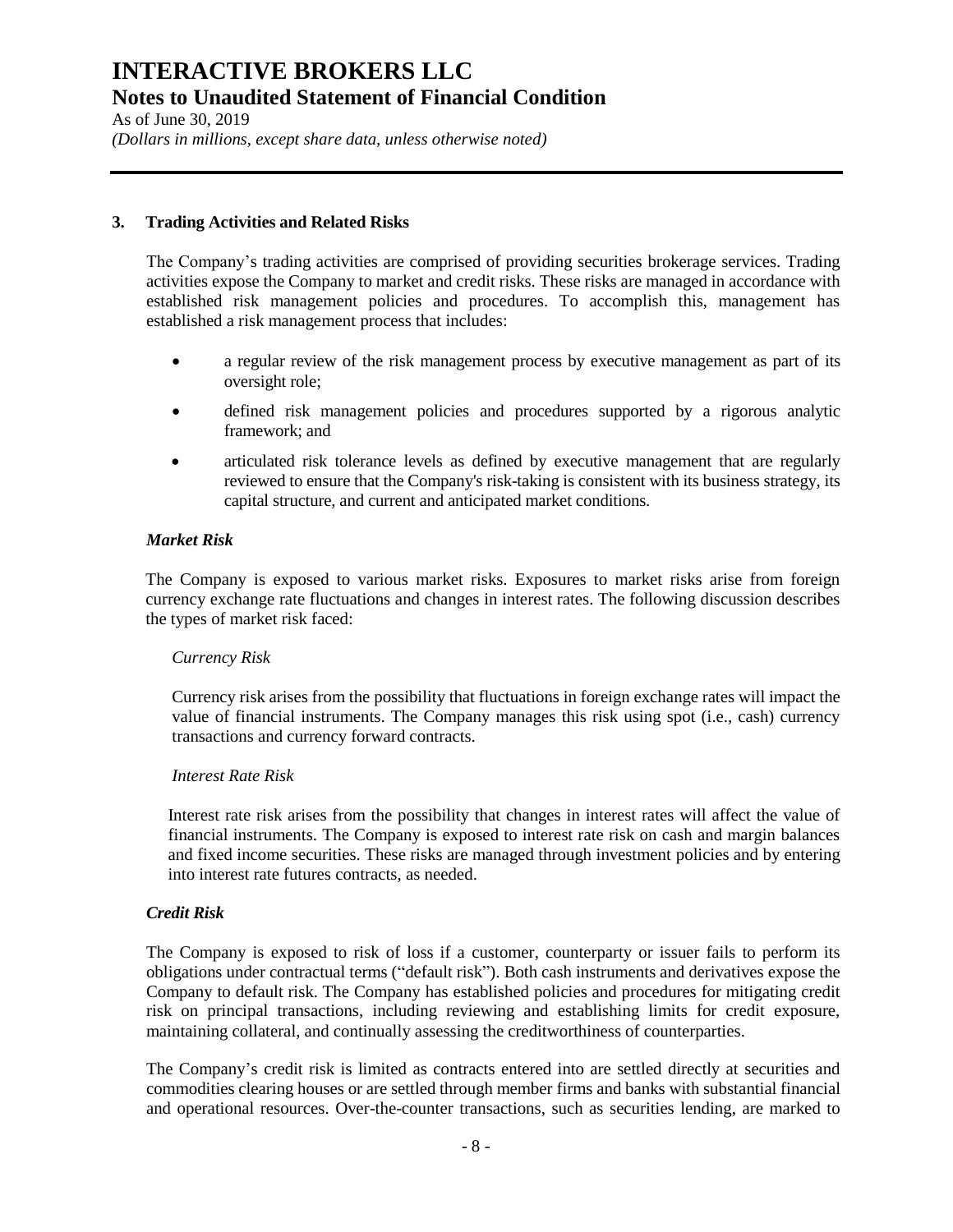## 3. Trading Activities and Related Risks

The Company's trading activities are comprised of providing securities brokerage services. Trading activities expose the Company to market and credit risks. These risks are managed in accordance with established risk management policies and procedures. To accomplish this, management has established a risk management process that includes:

- a regular review of the risk management process by executive management as part of its oversight role;
- defined risk management policies and procedures supported by a rigorous analytic framework; and
- articulated risk tolerance levels as defined by executive management that are regularly reviewed to ensure that the Company's risk-taking is consistent with its business strategy, its capital structure, and current and anticipated market conditions.

### *Market Risk*

The Company is exposed to various market risks. Exposures to market risks arise from foreign currency exchange rate fluctuations and changes in interest rates. The following discussion describes the types of market risk faced:

*Currency Risk*

Currency risk arises from the possibility that fluctuations in foreign exchange rates will impact the value of financial instruments. The Company manages this risk using spot (i.e., cash) currency transactions and currency forward contracts.

*Interest Rate Risk*

Interest rate risk arises from the possibility that changes in interest rates will affect the value of financial instruments. The Company is exposed to interest rate risk on cash and margin balances and fixed income securities. These risks are managed through investment policies and by entering into interest rate futures contracts, as needed.

### *Credit Risk*

The Company is exposed to risk of loss if a customer, counterparty or issuer fails to perform its obligations under contractual terms ("default risk"). Both cash instruments and derivatives expose the Company to default risk. The Company has established policies and procedures for mitigating credit risk on principal transactions, including reviewing and establishing limits for credit exposure, maintaining collateral, and continually assessing the creditworthiness of counterparties.

The Company's credit risk is limited as contracts entered into are settled directly at securities and commodities clearing houses or are settled through member firms and banks with substantial financial and operational resources. Over-the-counter transactions, such as securities lending, are marked to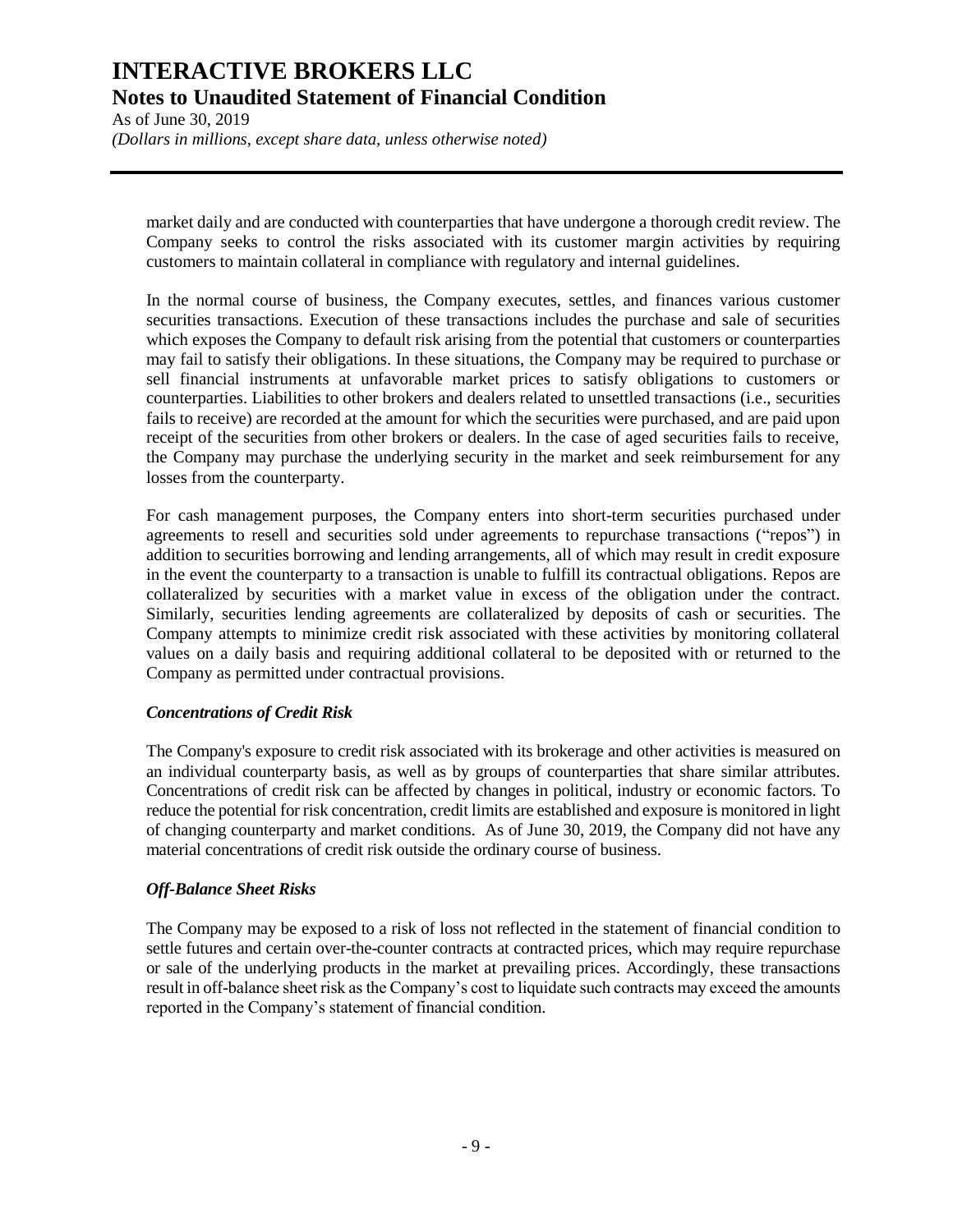market daily and are conducted with counterparties that have undergone a thorough credit review. The Company seeks to control the risks associated with its customer margin activities by requiring customers to maintain collateral in compliance with regulatory and internal guidelines.

In the normal course of business, the Company executes, settles, and finances various customer securities transactions. Execution of these transactions includes the purchase and sale of securities which exposes the Company to default risk arising from the potential that customers or counterparties may fail to satisfy their obligations. In these situations, the Company may be required to purchase or sell financial instruments at unfavorable market prices to satisfy obligations to customers or counterparties. Liabilities to other brokers and dealers related to unsettled transactions (i.e., securities fails to receive) are recorded at the amount for which the securities were purchased, and are paid upon receipt of the securities from other brokers or dealers. In the case of aged securities fails to receive, the Company may purchase the underlying security in the market and seek reimbursement for any losses from the counterparty.

For cash management purposes, the Company enters into short-term securities purchased under agreements to resell and securities sold under agreements to repurchase transactions ("repos") in addition to securities borrowing and lending arrangements, all of which may result in credit exposure in the event the counterparty to a transaction is unable to fulfill its contractual obligations. Repos are collateralized by securities with a market value in excess of the obligation under the contract. Similarly, securities lending agreements are collateralized by deposits of cash or securities. The Company attempts to minimize credit risk associated with these activities by monitoring collateral values on a daily basis and requiring additional collateral to be deposited with or returned to the Company as permitted under contractual provisions.

***Concentrations of Credit Risk***

The Company's exposure to credit risk associated with its brokerage and other activities is measured on an individual counterparty basis, as well as by groups of counterparties that share similar attributes. Concentrations of credit risk can be affected by changes in political, industry or economic factors. To reduce the potential for risk concentration, credit limits are established and exposure is monitored in light of changing counterparty and market conditions. As of June 30, 2019, the Company did not have any material concentrations of credit risk outside the ordinary course of business.

***Off-Balance Sheet Risks***

The Company may be exposed to a risk of loss not reflected in the statement of financial condition to settle futures and certain over-the-counter contracts at contracted prices, which may require repurchase or sale of the underlying products in the market at prevailing prices. Accordingly, these transactions result in off-balance sheet risk as the Company's cost to liquidate such contracts may exceed the amounts reported in the Company's statement of financial condition.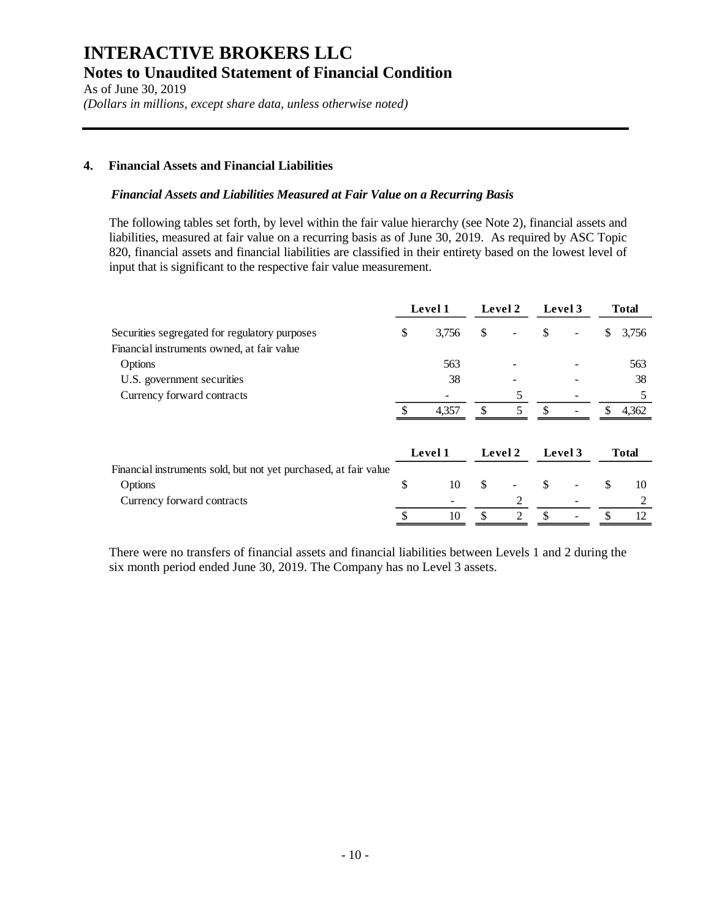# INTERACTIVE BROKERS LLC

## Notes to Unaudited Statement of Financial Condition

As of June 30, 2019

*(Dollars in millions, except share data, unless otherwise noted)*

### 4. Financial Assets and Financial Liabilities

***Financial Assets and Liabilities Measured at Fair Value on a Recurring Basis***

The following tables set forth, by level within the fair value hierarchy (see Note 2), financial assets and liabilities, measured at fair value on a recurring basis as of June 30, 2019. As required by ASC Topic 820, financial assets and financial liabilities are classified in their entirety based on the lowest level of input that is significant to the respective fair value measurement.

| | Level 1 | Level 2 | Level 3 | Total |
|---|---|---|---|---|
| Securities segregated for regulatory purposes | $ 3,756 | $ - | $ - | $ 3,756 |
| Financial instruments owned, at fair value | | | | |
| Options | 563 | - | - | 563 |
| U.S. government securities | 38 | - | - | 38 |
| Currency forward contracts | - | 5 | - | 5 |
| | $ 4,357 | $ 5 | $ - | $ 4,362 |

| | Level 1 | Level 2 | Level 3 | Total |
|---|---|---|---|---|
| Financial instruments sold, but not yet purchased, at fair value | | | | |
| Options | $ 10 | $ - | $ - | $ 10 |
| Currency forward contracts | - | 2 | - | 2 |
| | $ 10 | $ 2 | $ - | $ 12 |

There were no transfers of financial assets and financial liabilities between Levels 1 and 2 during the six month period ended June 30, 2019. The Company has no Level 3 assets.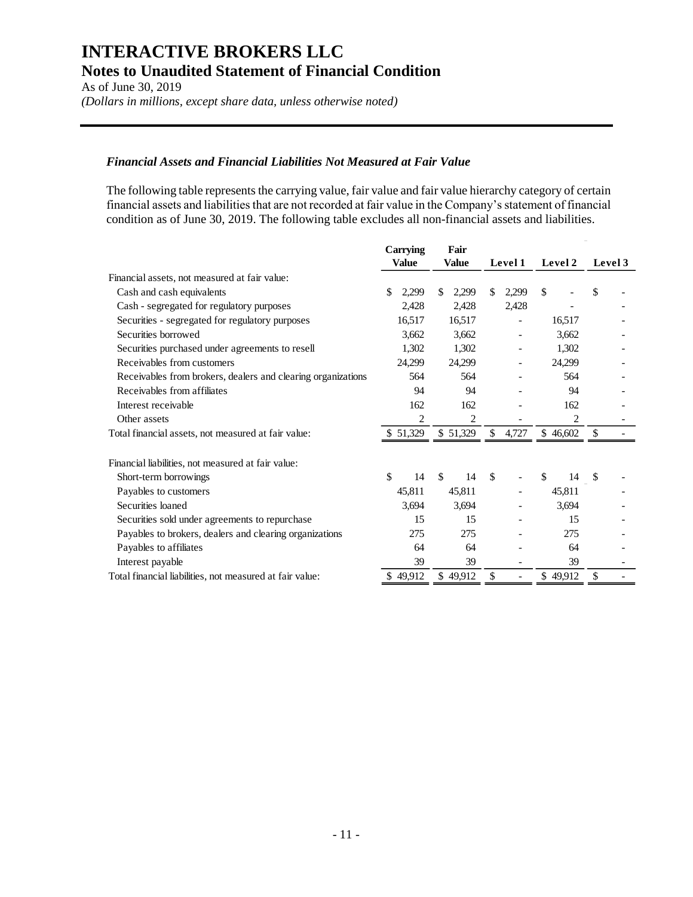# INTERACTIVE BROKERS LLC

## Notes to Unaudited Statement of Financial Condition

As of June 30, 2019

*(Dollars in millions, except share data, unless otherwise noted)*

### *Financial Assets and Financial Liabilities Not Measured at Fair Value*

The following table represents the carrying value, fair value and fair value hierarchy category of certain financial assets and liabilities that are not recorded at fair value in the Company's statement of financial condition as of June 30, 2019. The following table excludes all non-financial assets and liabilities.

| | Carrying Value | Fair Value | Level 1 | Level 2 | Level 3 |
|---|---|---|---|---|---|
| Financial assets, not measured at fair value: | | | | | |
| Cash and cash equivalents | $ 2,299 | $ 2,299 | $ 2,299 | $ - | $ - |
| Cash - segregated for regulatory purposes | 2,428 | 2,428 | 2,428 | - | - |
| Securities - segregated for regulatory purposes | 16,517 | 16,517 | - | 16,517 | - |
| Securities borrowed | 3,662 | 3,662 | - | 3,662 | - |
| Securities purchased under agreements to resell | 1,302 | 1,302 | - | 1,302 | - |
| Receivables from customers | 24,299 | 24,299 | - | 24,299 | - |
| Receivables from brokers, dealers and clearing organizations | 564 | 564 | - | 564 | - |
| Receivables from affiliates | 94 | 94 | - | 94 | - |
| Interest receivable | 162 | 162 | - | 162 | - |
| Other assets | 2 | 2 | - | 2 | - |
| Total financial assets, not measured at fair value: | $ 51,329 | $ 51,329 | $ 4,727 | $ 46,602 | $ - |
| | | | | | |
| Financial liabilities, not measured at fair value: | | | | | |
| Short-term borrowings | $ 14 | $ 14 | $ - | $ 14 | $ - |
| Payables to customers | 45,811 | 45,811 | - | 45,811 | - |
| Securities loaned | 3,694 | 3,694 | - | 3,694 | - |
| Securities sold under agreements to repurchase | 15 | 15 | - | 15 | - |
| Payables to brokers, dealers and clearing organizations | 275 | 275 | - | 275 | - |
| Payables to affiliates | 64 | 64 | - | 64 | - |
| Interest payable | 39 | 39 | - | 39 | - |
| Total financial liabilities, not measured at fair value: | $ 49,912 | $ 49,912 | $ - | $ 49,912 | $ - |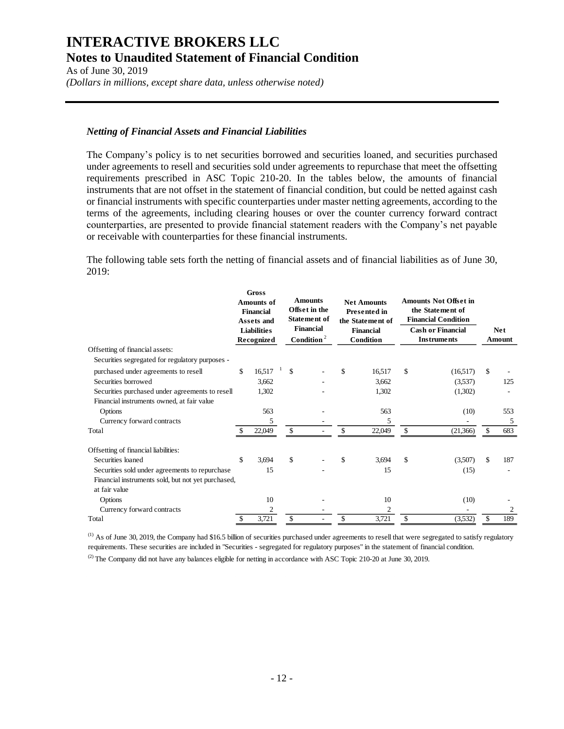# INTERACTIVE BROKERS LLC
## Notes to Unaudited Statement of Financial Condition
As of June 30, 2019
*(Dollars in millions, except share data, unless otherwise noted)*

### *Netting of Financial Assets and Financial Liabilities*

The Company's policy is to net securities borrowed and securities loaned, and securities purchased under agreements to resell and securities sold under agreements to repurchase that meet the offsetting requirements prescribed in ASC Topic 210-20. In the tables below, the amounts of financial instruments that are not offset in the statement of financial condition, but could be netted against cash or financial instruments with specific counterparties under master netting agreements, according to the terms of the agreements, including clearing houses or over the counter currency forward contract counterparties, are presented to provide financial statement readers with the Company's net payable or receivable with counterparties for these financial instruments.

The following table sets forth the netting of financial assets and of financial liabilities as of June 30, 2019:

| | Gross Amounts of Financial Assets and Liabilities Recognized | Amounts Offset in the Statement of Financial Condition [2] | Net Amounts Presented in the Statement of Financial Condition | Amounts Not Offset in the Statement of Financial Condition: Cash or Financial Instruments | Net Amount |
|---|---|---|---|---|---|
| Offsetting of financial assets: | | | | | |
| Securities segregated for regulatory purposes - purchased under agreements to resell | $ 16,517 [1] | $ - | $ 16,517 | $ (16,517) | $ - |
| Securities borrowed | 3,662 | - | 3,662 | (3,537) | 125 |
| Securities purchased under agreements to resell | 1,302 | - | 1,302 | (1,302) | - |
| Financial instruments owned, at fair value | | | | | |
| Options | 563 | - | 563 | (10) | 553 |
| Currency forward contracts | 5 | - | 5 | - | 5 |
| Total | $ 22,049 | $ - | $ 22,049 | $ (21,366) | $ 683 |
| Offsetting of financial liabilities: | | | | | |
| Securities loaned | $ 3,694 | $ - | $ 3,694 | $ (3,507) | $ 187 |
| Securities sold under agreements to repurchase | 15 | - | 15 | (15) | - |
| Financial instruments sold, but not yet purchased, at fair value | | | | | |
| Options | 10 | - | 10 | (10) | - |
| Currency forward contracts | 2 | - | 2 | - | 2 |
| Total | $ 3,721 | $ - | $ 3,721 | $ (3,532) | $ 189 |

(1) As of June 30, 2019, the Company had $16.5 billion of securities purchased under agreements to resell that were segregated to satisfy regulatory requirements. These securities are included in "Securities - segregated for regulatory purposes" in the statement of financial condition.

(2) The Company did not have any balances eligible for netting in accordance with ASC Topic 210-20 at June 30, 2019.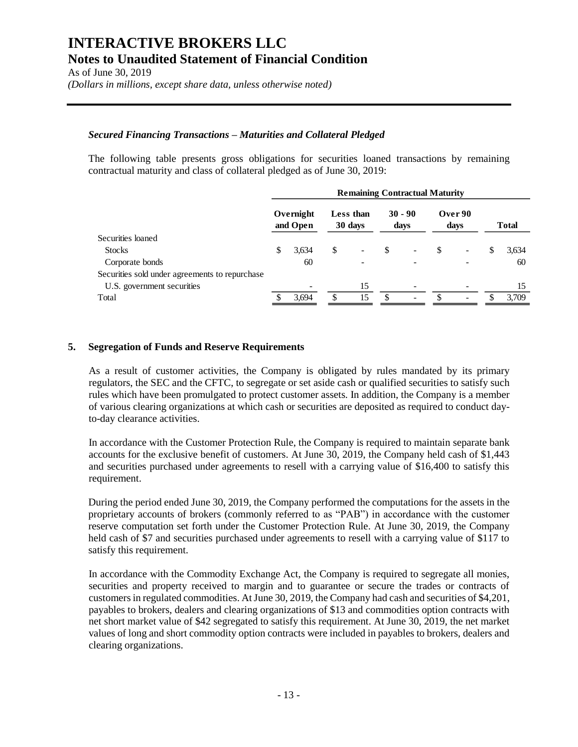### *Secured Financing Transactions – Maturities and Collateral Pledged*

The following table presents gross obligations for securities loaned transactions by remaining contractual maturity and class of collateral pledged as of June 30, 2019:

| | Remaining Contractual Maturity | | | | |
|---|---|---|---|---|---|
| | Overnight and Open | Less than 30 days | 30 - 90 days | Over 90 days | Total |
| Securities loaned | | | | | |
| Stocks | $ 3,634 | $ - | $ - | $ - | $ 3,634 |
| Corporate bonds | 60 | - | - | - | 60 |
| Securities sold under agreements to repurchase | | | | | |
| U.S. government securities | - | 15 | - | - | 15 |
| Total | $ 3,694 | $ 15 | $ - | $ - | $ 3,709 |

## 5. Segregation of Funds and Reserve Requirements

As a result of customer activities, the Company is obligated by rules mandated by its primary regulators, the SEC and the CFTC, to segregate or set aside cash or qualified securities to satisfy such rules which have been promulgated to protect customer assets. In addition, the Company is a member of various clearing organizations at which cash or securities are deposited as required to conduct day-to-day clearance activities.

In accordance with the Customer Protection Rule, the Company is required to maintain separate bank accounts for the exclusive benefit of customers. At June 30, 2019, the Company held cash of $1,443 and securities purchased under agreements to resell with a carrying value of $16,400 to satisfy this requirement.

During the period ended June 30, 2019, the Company performed the computations for the assets in the proprietary accounts of brokers (commonly referred to as "PAB") in accordance with the customer reserve computation set forth under the Customer Protection Rule. At June 30, 2019, the Company held cash of $7 and securities purchased under agreements to resell with a carrying value of $117 to satisfy this requirement.

In accordance with the Commodity Exchange Act, the Company is required to segregate all monies, securities and property received to margin and to guarantee or secure the trades or contracts of customers in regulated commodities. At June 30, 2019, the Company had cash and securities of $4,201, payables to brokers, dealers and clearing organizations of $13 and commodities option contracts with net short market value of $42 segregated to satisfy this requirement. At June 30, 2019, the net market values of long and short commodity option contracts were included in payables to brokers, dealers and clearing organizations.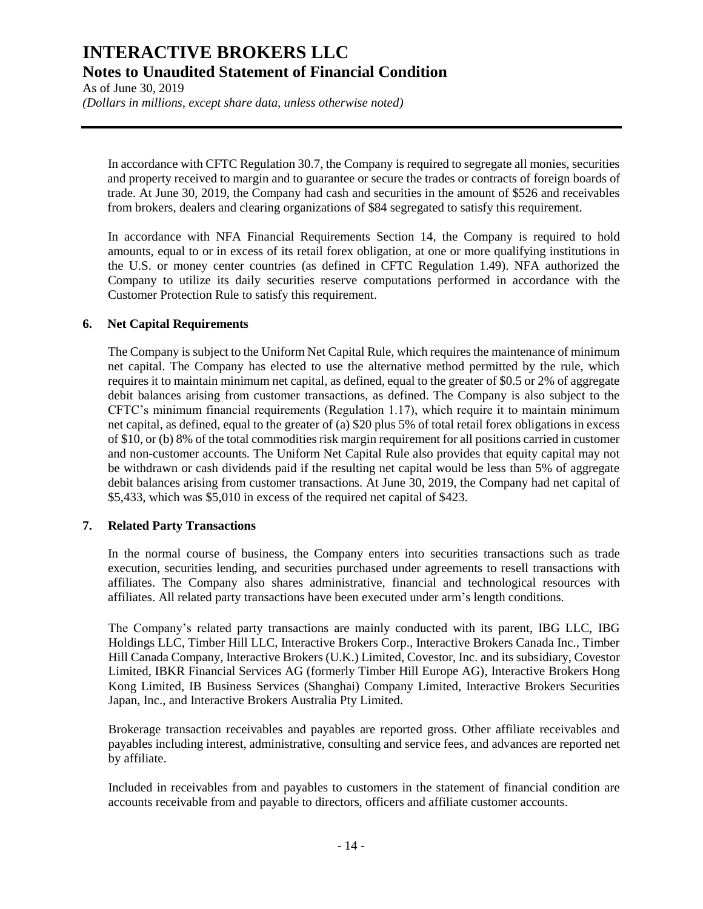In accordance with CFTC Regulation 30.7, the Company is required to segregate all monies, securities and property received to margin and to guarantee or secure the trades or contracts of foreign boards of trade. At June 30, 2019, the Company had cash and securities in the amount of $526 and receivables from brokers, dealers and clearing organizations of $84 segregated to satisfy this requirement.

In accordance with NFA Financial Requirements Section 14, the Company is required to hold amounts, equal to or in excess of its retail forex obligation, at one or more qualifying institutions in the U.S. or money center countries (as defined in CFTC Regulation 1.49). NFA authorized the Company to utilize its daily securities reserve computations performed in accordance with the Customer Protection Rule to satisfy this requirement.

### 6. Net Capital Requirements

The Company is subject to the Uniform Net Capital Rule, which requires the maintenance of minimum net capital. The Company has elected to use the alternative method permitted by the rule, which requires it to maintain minimum net capital, as defined, equal to the greater of $0.5 or 2% of aggregate debit balances arising from customer transactions, as defined. The Company is also subject to the CFTC's minimum financial requirements (Regulation 1.17), which require it to maintain minimum net capital, as defined, equal to the greater of (a) $20 plus 5% of total retail forex obligations in excess of $10, or (b) 8% of the total commodities risk margin requirement for all positions carried in customer and non-customer accounts. The Uniform Net Capital Rule also provides that equity capital may not be withdrawn or cash dividends paid if the resulting net capital would be less than 5% of aggregate debit balances arising from customer transactions. At June 30, 2019, the Company had net capital of $5,433, which was $5,010 in excess of the required net capital of $423.

### 7. Related Party Transactions

In the normal course of business, the Company enters into securities transactions such as trade execution, securities lending, and securities purchased under agreements to resell transactions with affiliates. The Company also shares administrative, financial and technological resources with affiliates. All related party transactions have been executed under arm's length conditions.

The Company's related party transactions are mainly conducted with its parent, IBG LLC, IBG Holdings LLC, Timber Hill LLC, Interactive Brokers Corp., Interactive Brokers Canada Inc., Timber Hill Canada Company, Interactive Brokers (U.K.) Limited, Covestor, Inc. and its subsidiary, Covestor Limited, IBKR Financial Services AG (formerly Timber Hill Europe AG), Interactive Brokers Hong Kong Limited, IB Business Services (Shanghai) Company Limited, Interactive Brokers Securities Japan, Inc., and Interactive Brokers Australia Pty Limited.

Brokerage transaction receivables and payables are reported gross. Other affiliate receivables and payables including interest, administrative, consulting and service fees, and advances are reported net by affiliate.

Included in receivables from and payables to customers in the statement of financial condition are accounts receivable from and payable to directors, officers and affiliate customer accounts.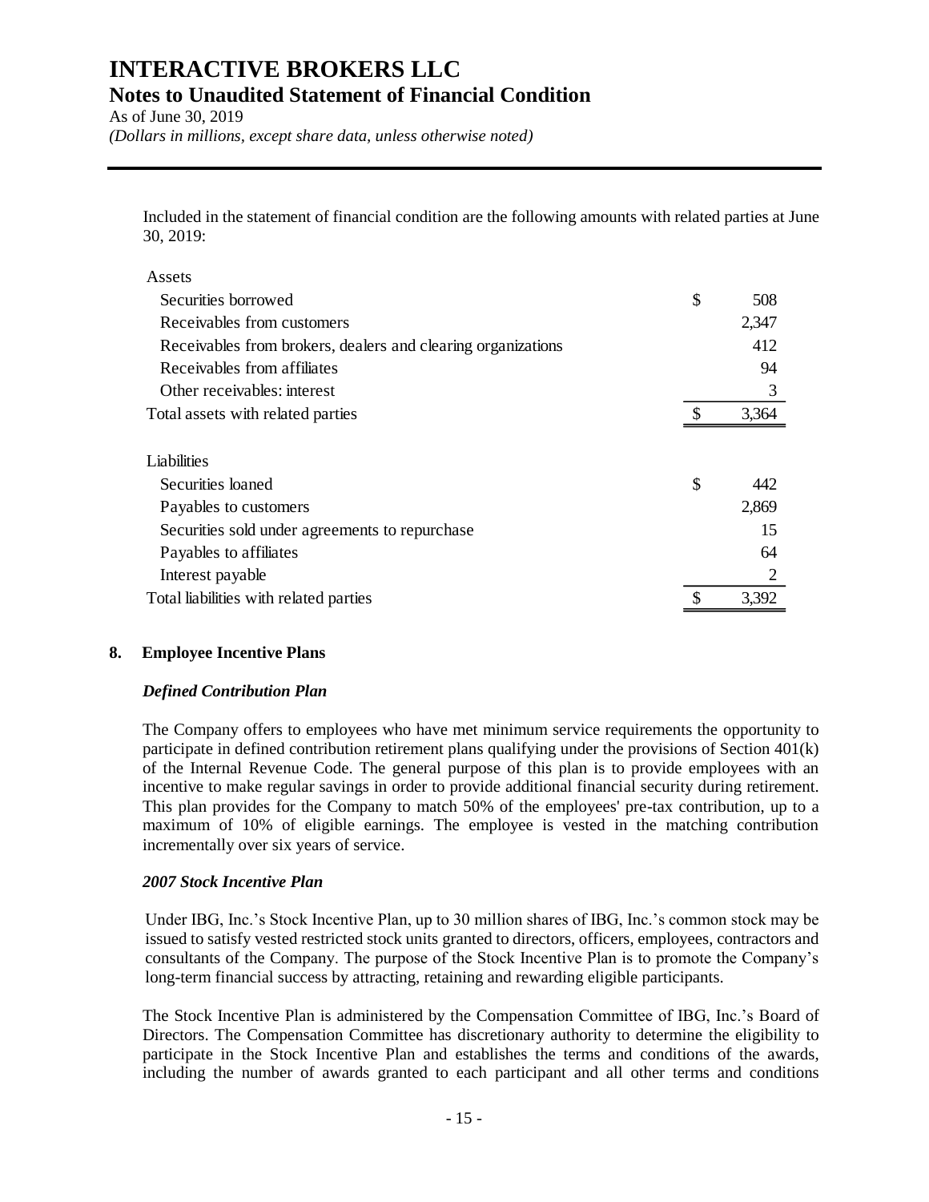Included in the statement of financial condition are the following amounts with related parties at June 30, 2019:

| | |
|---|---|
| **Assets** | |
| Securities borrowed | $ 508 |
| Receivables from customers | 2,347 |
| Receivables from brokers, dealers and clearing organizations | 412 |
| Receivables from affiliates | 94 |
| Other receivables: interest | 3 |
| Total assets with related parties | $ 3,364 |
| **Liabilities** | |
| Securities loaned | $ 442 |
| Payables to customers | 2,869 |
| Securities sold under agreements to repurchase | 15 |
| Payables to affiliates | 64 |
| Interest payable | 2 |
| Total liabilities with related parties | $ 3,392 |

## 8. Employee Incentive Plans

### *Defined Contribution Plan*

The Company offers to employees who have met minimum service requirements the opportunity to participate in defined contribution retirement plans qualifying under the provisions of Section 401(k) of the Internal Revenue Code. The general purpose of this plan is to provide employees with an incentive to make regular savings in order to provide additional financial security during retirement. This plan provides for the Company to match 50% of the employees' pre-tax contribution, up to a maximum of 10% of eligible earnings. The employee is vested in the matching contribution incrementally over six years of service.

### *2007 Stock Incentive Plan*

Under IBG, Inc.'s Stock Incentive Plan, up to 30 million shares of IBG, Inc.'s common stock may be issued to satisfy vested restricted stock units granted to directors, officers, employees, contractors and consultants of the Company. The purpose of the Stock Incentive Plan is to promote the Company's long-term financial success by attracting, retaining and rewarding eligible participants.

The Stock Incentive Plan is administered by the Compensation Committee of IBG, Inc.'s Board of Directors. The Compensation Committee has discretionary authority to determine the eligibility to participate in the Stock Incentive Plan and establishes the terms and conditions of the awards, including the number of awards granted to each participant and all other terms and conditions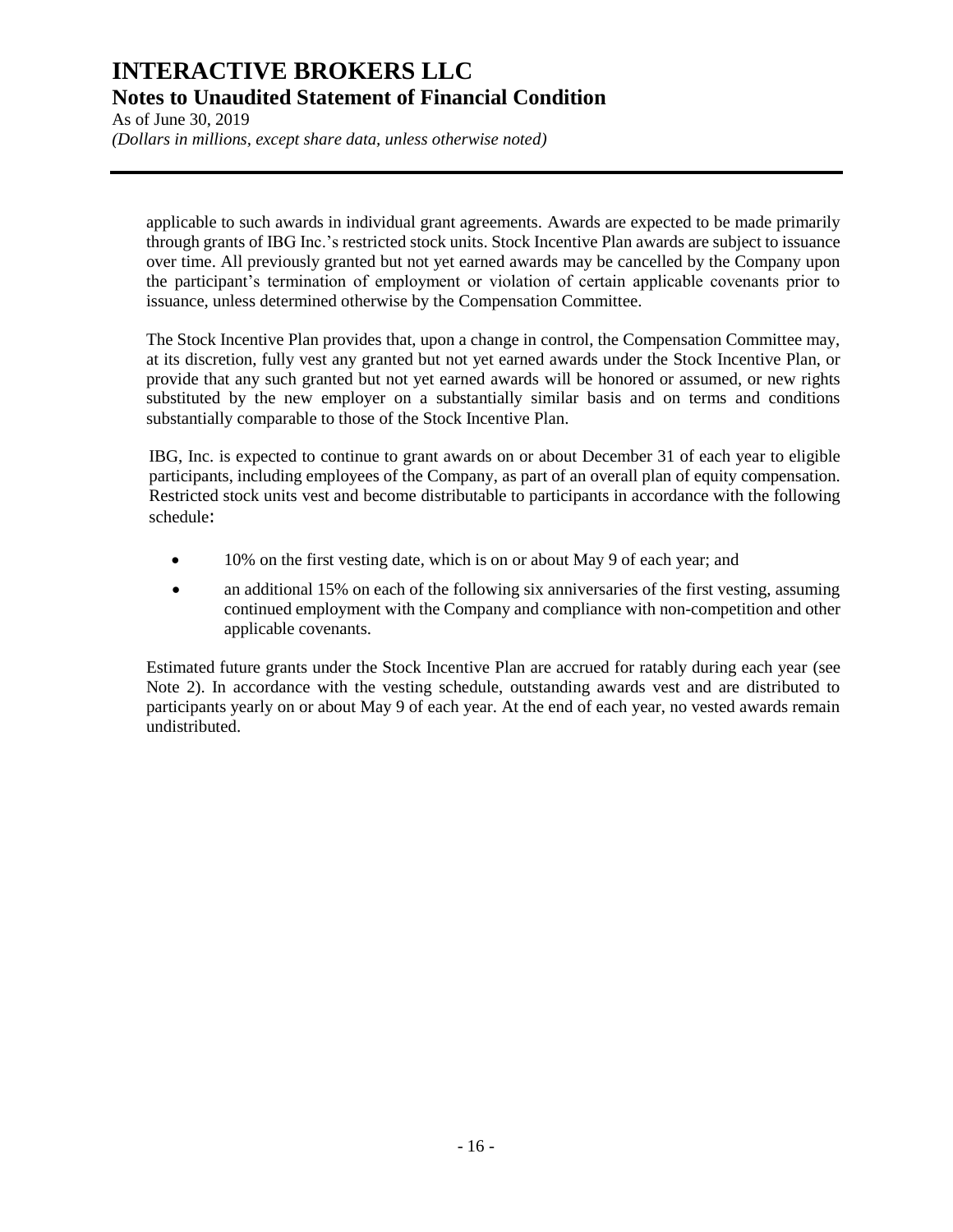applicable to such awards in individual grant agreements. Awards are expected to be made primarily through grants of IBG Inc.'s restricted stock units. Stock Incentive Plan awards are subject to issuance over time. All previously granted but not yet earned awards may be cancelled by the Company upon the participant's termination of employment or violation of certain applicable covenants prior to issuance, unless determined otherwise by the Compensation Committee.

The Stock Incentive Plan provides that, upon a change in control, the Compensation Committee may, at its discretion, fully vest any granted but not yet earned awards under the Stock Incentive Plan, or provide that any such granted but not yet earned awards will be honored or assumed, or new rights substituted by the new employer on a substantially similar basis and on terms and conditions substantially comparable to those of the Stock Incentive Plan.

IBG, Inc. is expected to continue to grant awards on or about December 31 of each year to eligible participants, including employees of the Company, as part of an overall plan of equity compensation. Restricted stock units vest and become distributable to participants in accordance with the following schedule:

- 10% on the first vesting date, which is on or about May 9 of each year; and
- an additional 15% on each of the following six anniversaries of the first vesting, assuming continued employment with the Company and compliance with non-competition and other applicable covenants.

Estimated future grants under the Stock Incentive Plan are accrued for ratably during each year (see Note 2). In accordance with the vesting schedule, outstanding awards vest and are distributed to participants yearly on or about May 9 of each year. At the end of each year, no vested awards remain undistributed.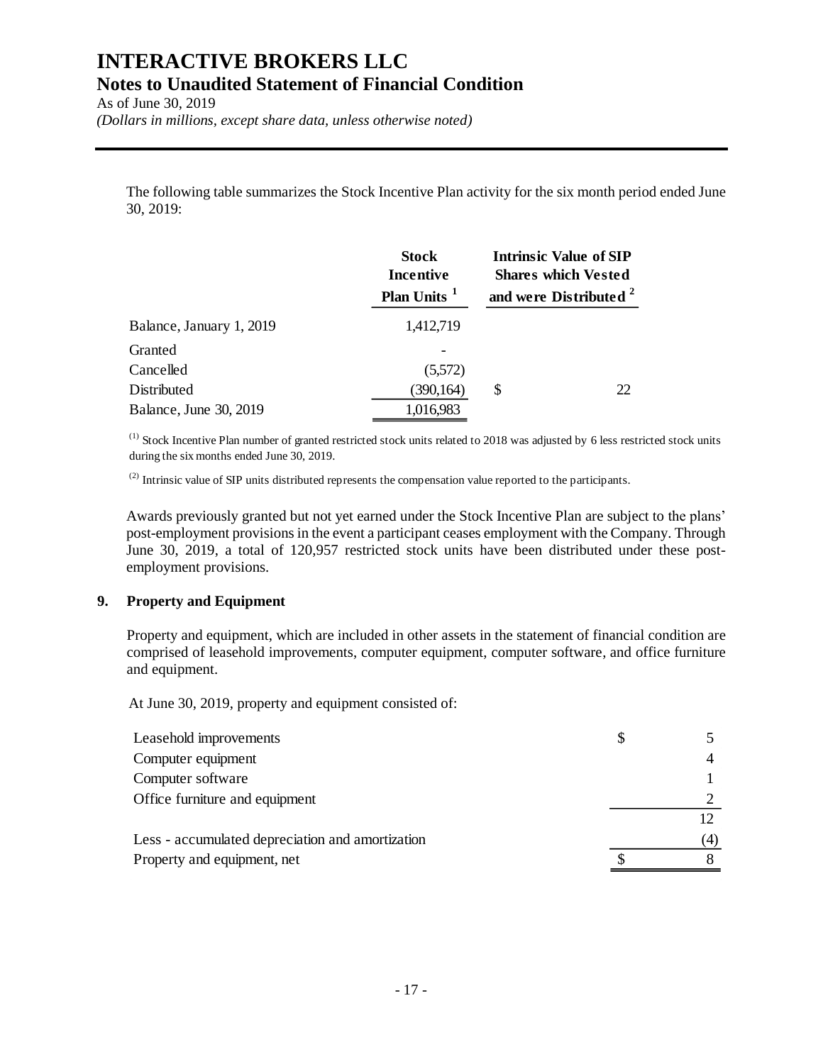The following table summarizes the Stock Incentive Plan activity for the six month period ended June 30, 2019:

| | Stock Incentive Plan Units [1] | Intrinsic Value of SIP Shares which Vested and were Distributed [2] |
|---|---|---|
| Balance, January 1, 2019 | 1,412,719 | |
| Granted | - | |
| Cancelled | (5,572) | |
| Distributed | (390,164) | $ 22 |
| Balance, June 30, 2019 | 1,016,983 | |

(1) Stock Incentive Plan number of granted restricted stock units related to 2018 was adjusted by 6 less restricted stock units during the six months ended June 30, 2019.

(2) Intrinsic value of SIP units distributed represents the compensation value reported to the participants.

Awards previously granted but not yet earned under the Stock Incentive Plan are subject to the plans' post-employment provisions in the event a participant ceases employment with the Company. Through June 30, 2019, a total of 120,957 restricted stock units have been distributed under these post-employment provisions.

## 9. Property and Equipment

Property and equipment, which are included in other assets in the statement of financial condition are comprised of leasehold improvements, computer equipment, computer software, and office furniture and equipment.

At June 30, 2019, property and equipment consisted of:

| | |
|---|---|
| Leasehold improvements | $ 5 |
| Computer equipment | 4 |
| Computer software | 1 |
| Office furniture and equipment | 2 |
| | 12 |
| Less - accumulated depreciation and amortization | (4) |
| Property and equipment, net | $ 8 |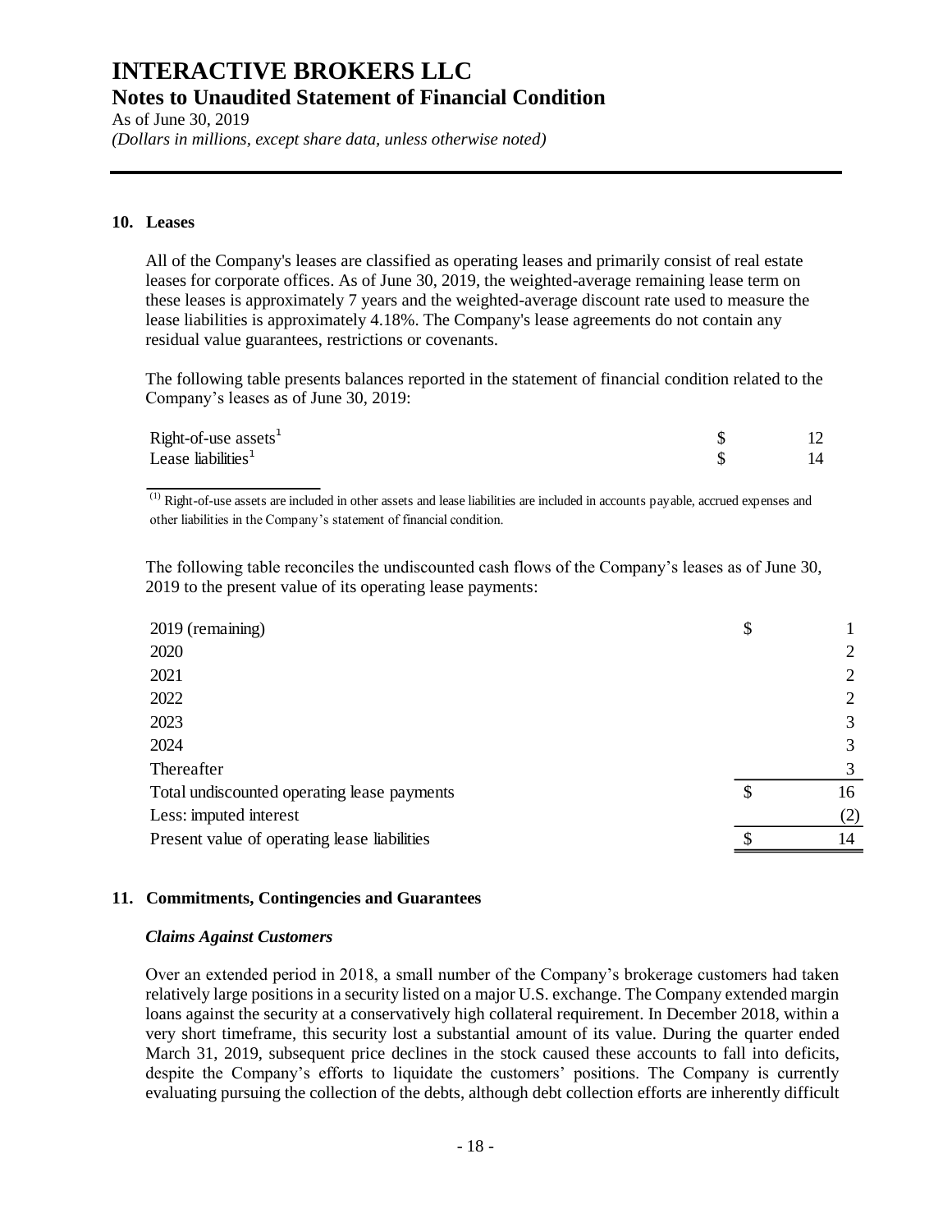# INTERACTIVE BROKERS LLC

## Notes to Unaudited Statement of Financial Condition

As of June 30, 2019

*(Dollars in millions, except share data, unless otherwise noted)*

### 10. Leases

All of the Company's leases are classified as operating leases and primarily consist of real estate leases for corporate offices. As of June 30, 2019, the weighted-average remaining lease term on these leases is approximately 7 years and the weighted-average discount rate used to measure the lease liabilities is approximately 4.18%. The Company's lease agreements do not contain any residual value guarantees, restrictions or covenants.

The following table presents balances reported in the statement of financial condition related to the Company's leases as of June 30, 2019:

| | | |
|---|---|---|
| Right-of-use assets[1] | $ | 12 |
| Lease liabilities[1] | $ | 14 |

(1) Right-of-use assets are included in other assets and lease liabilities are included in accounts payable, accrued expenses and other liabilities in the Company's statement of financial condition.

The following table reconciles the undiscounted cash flows of the Company's leases as of June 30, 2019 to the present value of its operating lease payments:

| | | |
|---|---|---|
| 2019 (remaining) | $ | 1 |
| 2020 | | 2 |
| 2021 | | 2 |
| 2022 | | 2 |
| 2023 | | 3 |
| 2024 | | 3 |
| Thereafter | | 3 |
| Total undiscounted operating lease payments | $ | 16 |
| Less: imputed interest | | (2) |
| Present value of operating lease liabilities | $ | 14 |

### 11. Commitments, Contingencies and Guarantees

#### *Claims Against Customers*

Over an extended period in 2018, a small number of the Company's brokerage customers had taken relatively large positions in a security listed on a major U.S. exchange. The Company extended margin loans against the security at a conservatively high collateral requirement. In December 2018, within a very short timeframe, this security lost a substantial amount of its value. During the quarter ended March 31, 2019, subsequent price declines in the stock caused these accounts to fall into deficits, despite the Company's efforts to liquidate the customers' positions. The Company is currently evaluating pursuing the collection of the debts, although debt collection efforts are inherently difficult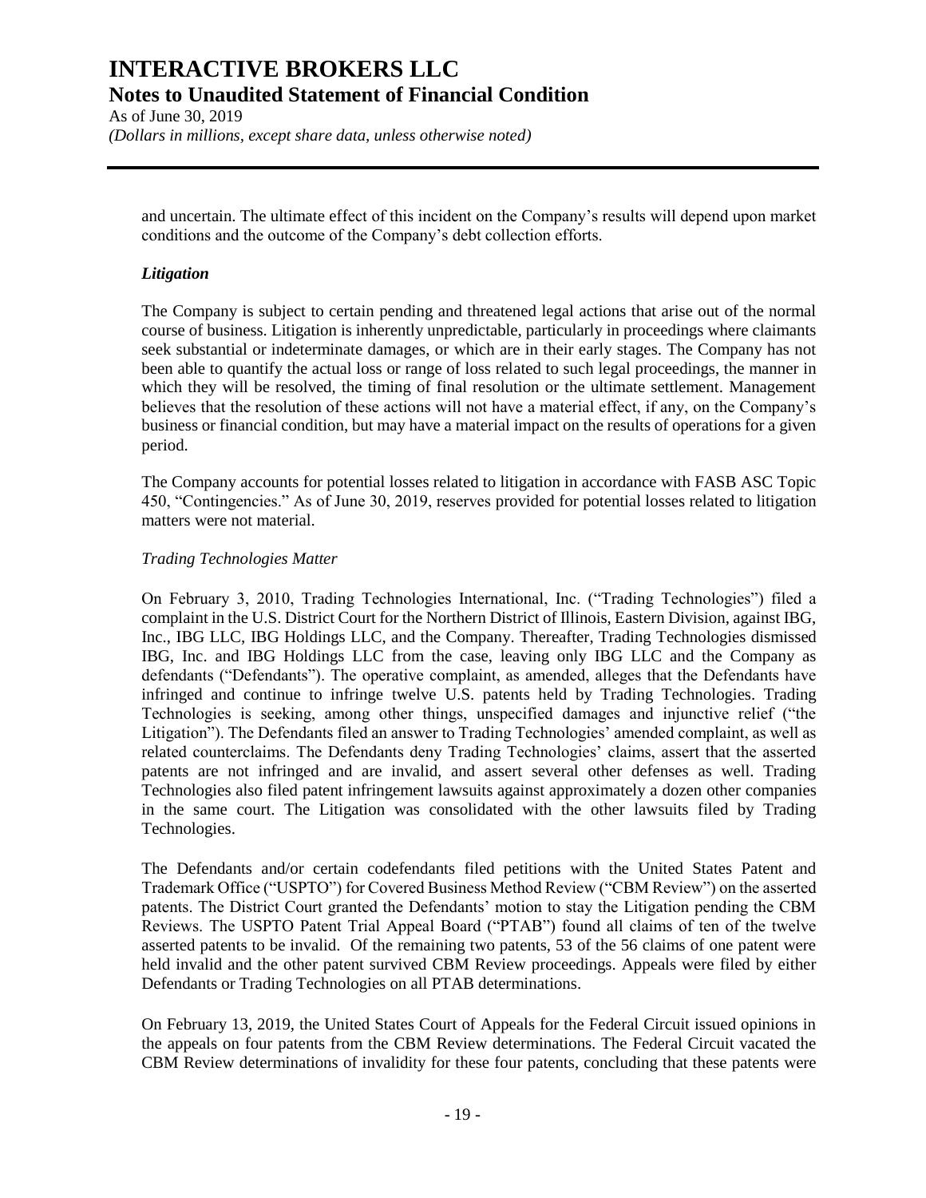and uncertain. The ultimate effect of this incident on the Company's results will depend upon market conditions and the outcome of the Company's debt collection efforts.

***Litigation***

The Company is subject to certain pending and threatened legal actions that arise out of the normal course of business. Litigation is inherently unpredictable, particularly in proceedings where claimants seek substantial or indeterminate damages, or which are in their early stages. The Company has not been able to quantify the actual loss or range of loss related to such legal proceedings, the manner in which they will be resolved, the timing of final resolution or the ultimate settlement. Management believes that the resolution of these actions will not have a material effect, if any, on the Company's business or financial condition, but may have a material impact on the results of operations for a given period.

The Company accounts for potential losses related to litigation in accordance with FASB ASC Topic 450, "Contingencies." As of June 30, 2019, reserves provided for potential losses related to litigation matters were not material.

*Trading Technologies Matter*

On February 3, 2010, Trading Technologies International, Inc. ("Trading Technologies") filed a complaint in the U.S. District Court for the Northern District of Illinois, Eastern Division, against IBG, Inc., IBG LLC, IBG Holdings LLC, and the Company. Thereafter, Trading Technologies dismissed IBG, Inc. and IBG Holdings LLC from the case, leaving only IBG LLC and the Company as defendants ("Defendants"). The operative complaint, as amended, alleges that the Defendants have infringed and continue to infringe twelve U.S. patents held by Trading Technologies. Trading Technologies is seeking, among other things, unspecified damages and injunctive relief ("the Litigation"). The Defendants filed an answer to Trading Technologies' amended complaint, as well as related counterclaims. The Defendants deny Trading Technologies' claims, assert that the asserted patents are not infringed and are invalid, and assert several other defenses as well. Trading Technologies also filed patent infringement lawsuits against approximately a dozen other companies in the same court. The Litigation was consolidated with the other lawsuits filed by Trading Technologies.

The Defendants and/or certain codefendants filed petitions with the United States Patent and Trademark Office ("USPTO") for Covered Business Method Review ("CBM Review") on the asserted patents. The District Court granted the Defendants' motion to stay the Litigation pending the CBM Reviews. The USPTO Patent Trial Appeal Board ("PTAB") found all claims of ten of the twelve asserted patents to be invalid. Of the remaining two patents, 53 of the 56 claims of one patent were held invalid and the other patent survived CBM Review proceedings. Appeals were filed by either Defendants or Trading Technologies on all PTAB determinations.

On February 13, 2019, the United States Court of Appeals for the Federal Circuit issued opinions in the appeals on four patents from the CBM Review determinations. The Federal Circuit vacated the CBM Review determinations of invalidity for these four patents, concluding that these patents were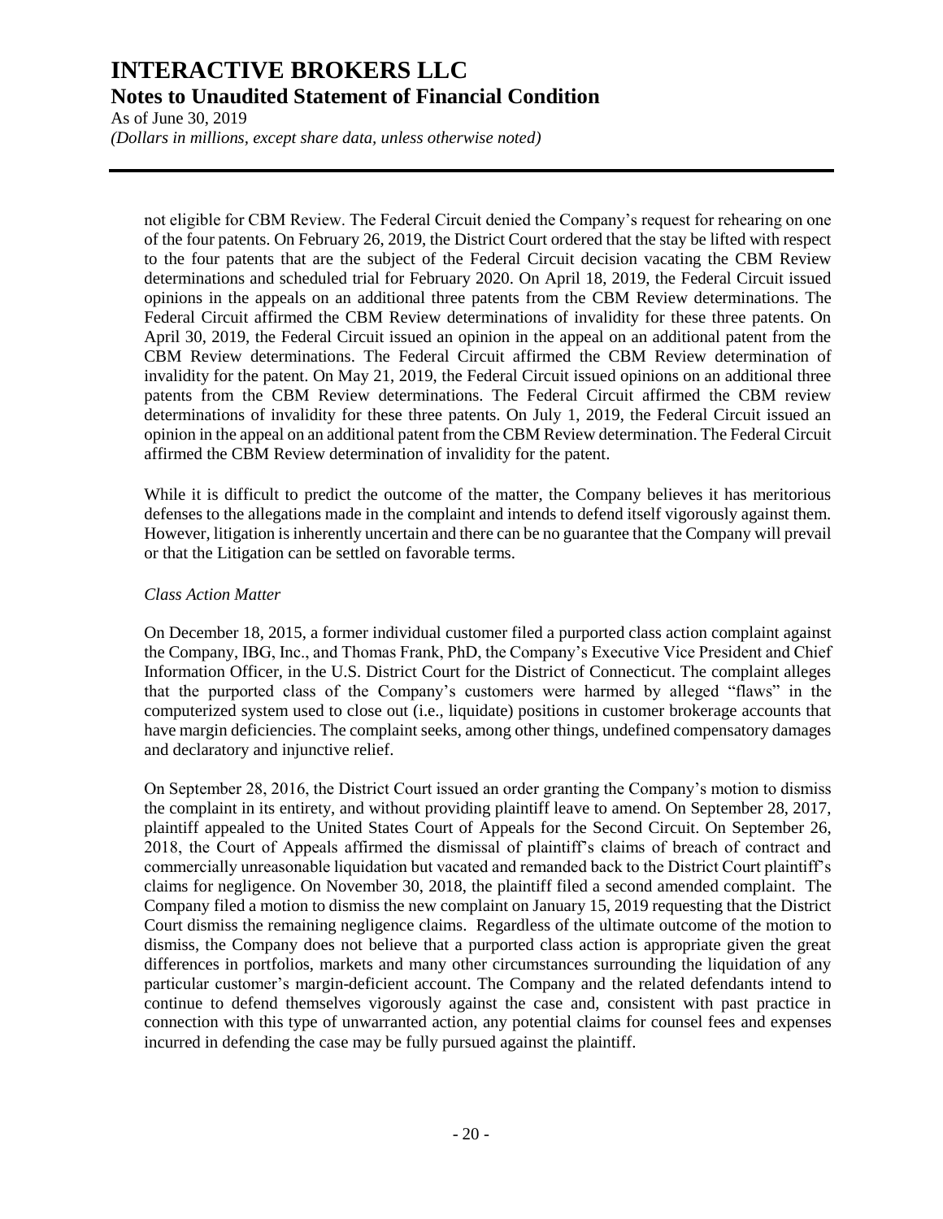not eligible for CBM Review. The Federal Circuit denied the Company's request for rehearing on one of the four patents. On February 26, 2019, the District Court ordered that the stay be lifted with respect to the four patents that are the subject of the Federal Circuit decision vacating the CBM Review determinations and scheduled trial for February 2020. On April 18, 2019, the Federal Circuit issued opinions in the appeals on an additional three patents from the CBM Review determinations. The Federal Circuit affirmed the CBM Review determinations of invalidity for these three patents. On April 30, 2019, the Federal Circuit issued an opinion in the appeal on an additional patent from the CBM Review determinations. The Federal Circuit affirmed the CBM Review determination of invalidity for the patent. On May 21, 2019, the Federal Circuit issued opinions on an additional three patents from the CBM Review determinations. The Federal Circuit affirmed the CBM review determinations of invalidity for these three patents. On July 1, 2019, the Federal Circuit issued an opinion in the appeal on an additional patent from the CBM Review determination. The Federal Circuit affirmed the CBM Review determination of invalidity for the patent.

While it is difficult to predict the outcome of the matter, the Company believes it has meritorious defenses to the allegations made in the complaint and intends to defend itself vigorously against them. However, litigation is inherently uncertain and there can be no guarantee that the Company will prevail or that the Litigation can be settled on favorable terms.

*Class Action Matter*

On December 18, 2015, a former individual customer filed a purported class action complaint against the Company, IBG, Inc., and Thomas Frank, PhD, the Company's Executive Vice President and Chief Information Officer, in the U.S. District Court for the District of Connecticut. The complaint alleges that the purported class of the Company's customers were harmed by alleged "flaws" in the computerized system used to close out (i.e., liquidate) positions in customer brokerage accounts that have margin deficiencies. The complaint seeks, among other things, undefined compensatory damages and declaratory and injunctive relief.

On September 28, 2016, the District Court issued an order granting the Company's motion to dismiss the complaint in its entirety, and without providing plaintiff leave to amend. On September 28, 2017, plaintiff appealed to the United States Court of Appeals for the Second Circuit. On September 26, 2018, the Court of Appeals affirmed the dismissal of plaintiff's claims of breach of contract and commercially unreasonable liquidation but vacated and remanded back to the District Court plaintiff's claims for negligence. On November 30, 2018, the plaintiff filed a second amended complaint. The Company filed a motion to dismiss the new complaint on January 15, 2019 requesting that the District Court dismiss the remaining negligence claims. Regardless of the ultimate outcome of the motion to dismiss, the Company does not believe that a purported class action is appropriate given the great differences in portfolios, markets and many other circumstances surrounding the liquidation of any particular customer's margin-deficient account. The Company and the related defendants intend to continue to defend themselves vigorously against the case and, consistent with past practice in connection with this type of unwarranted action, any potential claims for counsel fees and expenses incurred in defending the case may be fully pursued against the plaintiff.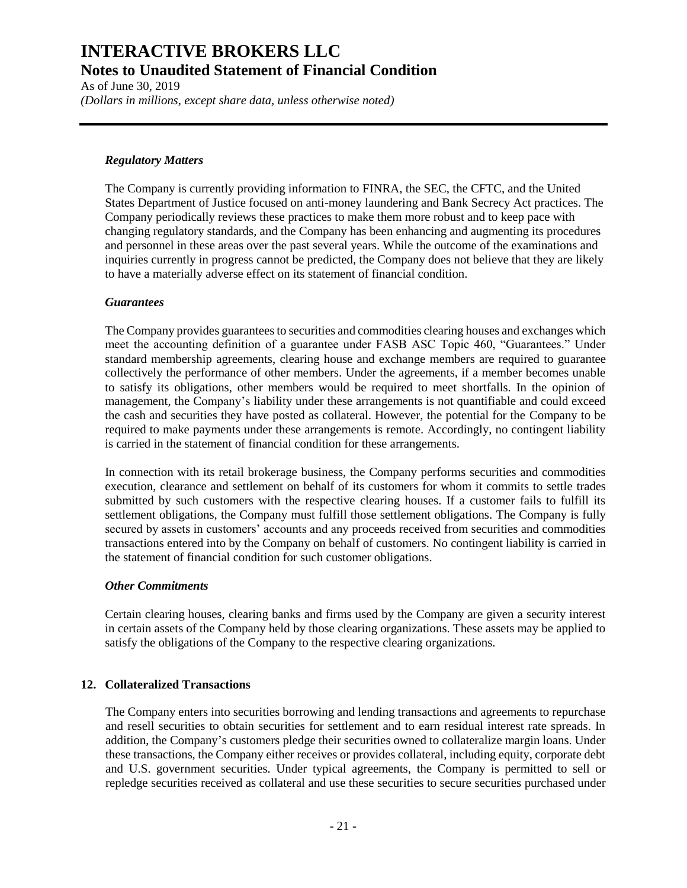### *Regulatory Matters*

The Company is currently providing information to FINRA, the SEC, the CFTC, and the United States Department of Justice focused on anti-money laundering and Bank Secrecy Act practices. The Company periodically reviews these practices to make them more robust and to keep pace with changing regulatory standards, and the Company has been enhancing and augmenting its procedures and personnel in these areas over the past several years. While the outcome of the examinations and inquiries currently in progress cannot be predicted, the Company does not believe that they are likely to have a materially adverse effect on its statement of financial condition.

### *Guarantees*

The Company provides guarantees to securities and commodities clearing houses and exchanges which meet the accounting definition of a guarantee under FASB ASC Topic 460, "Guarantees." Under standard membership agreements, clearing house and exchange members are required to guarantee collectively the performance of other members. Under the agreements, if a member becomes unable to satisfy its obligations, other members would be required to meet shortfalls. In the opinion of management, the Company's liability under these arrangements is not quantifiable and could exceed the cash and securities they have posted as collateral. However, the potential for the Company to be required to make payments under these arrangements is remote. Accordingly, no contingent liability is carried in the statement of financial condition for these arrangements.

In connection with its retail brokerage business, the Company performs securities and commodities execution, clearance and settlement on behalf of its customers for whom it commits to settle trades submitted by such customers with the respective clearing houses. If a customer fails to fulfill its settlement obligations, the Company must fulfill those settlement obligations. The Company is fully secured by assets in customers' accounts and any proceeds received from securities and commodities transactions entered into by the Company on behalf of customers. No contingent liability is carried in the statement of financial condition for such customer obligations.

### *Other Commitments*

Certain clearing houses, clearing banks and firms used by the Company are given a security interest in certain assets of the Company held by those clearing organizations. These assets may be applied to satisfy the obligations of the Company to the respective clearing organizations.

## 12. Collateralized Transactions

The Company enters into securities borrowing and lending transactions and agreements to repurchase and resell securities to obtain securities for settlement and to earn residual interest rate spreads. In addition, the Company's customers pledge their securities owned to collateralize margin loans. Under these transactions, the Company either receives or provides collateral, including equity, corporate debt and U.S. government securities. Under typical agreements, the Company is permitted to sell or repledge securities received as collateral and use these securities to secure securities purchased under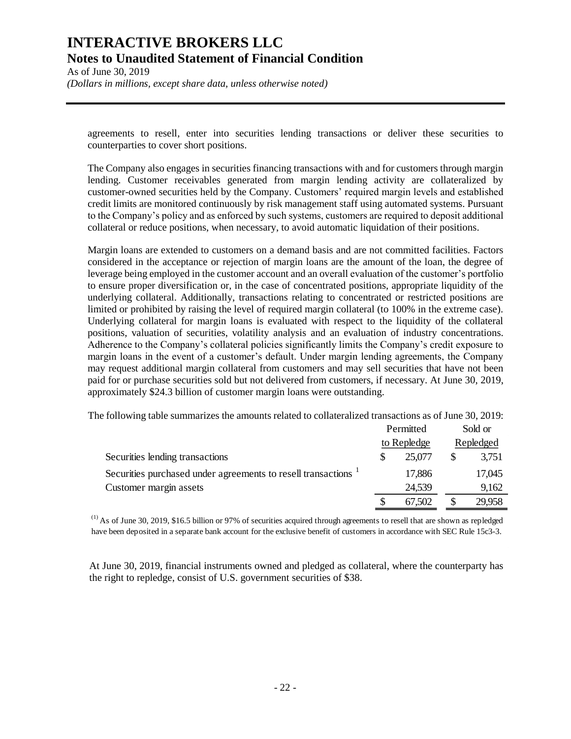agreements to resell, enter into securities lending transactions or deliver these securities to counterparties to cover short positions.

The Company also engages in securities financing transactions with and for customers through margin lending. Customer receivables generated from margin lending activity are collateralized by customer-owned securities held by the Company. Customers' required margin levels and established credit limits are monitored continuously by risk management staff using automated systems. Pursuant to the Company's policy and as enforced by such systems, customers are required to deposit additional collateral or reduce positions, when necessary, to avoid automatic liquidation of their positions.

Margin loans are extended to customers on a demand basis and are not committed facilities. Factors considered in the acceptance or rejection of margin loans are the amount of the loan, the degree of leverage being employed in the customer account and an overall evaluation of the customer's portfolio to ensure proper diversification or, in the case of concentrated positions, appropriate liquidity of the underlying collateral. Additionally, transactions relating to concentrated or restricted positions are limited or prohibited by raising the level of required margin collateral (to 100% in the extreme case). Underlying collateral for margin loans is evaluated with respect to the liquidity of the collateral positions, valuation of securities, volatility analysis and an evaluation of industry concentrations. Adherence to the Company's collateral policies significantly limits the Company's credit exposure to margin loans in the event of a customer's default. Under margin lending agreements, the Company may request additional margin collateral from customers and may sell securities that have not been paid for or purchase securities sold but not delivered from customers, if necessary. At June 30, 2019, approximately $24.3 billion of customer margin loans were outstanding.

The following table summarizes the amounts related to collateralized transactions as of June 30, 2019:

| | Permitted to Repledge | Sold or Repledged |
|---|---|---|
| Securities lending transactions | $ 25,077 | $ 3,751 |
| Securities purchased under agreements to resell transactions [1] | 17,886 | 17,045 |
| Customer margin assets | 24,539 | 9,162 |
| | $ 67,502 | $ 29,958 |

(1) As of June 30, 2019, $16.5 billion or 97% of securities acquired through agreements to resell that are shown as repledged have been deposited in a separate bank account for the exclusive benefit of customers in accordance with SEC Rule 15c3-3.

At June 30, 2019, financial instruments owned and pledged as collateral, where the counterparty has the right to repledge, consist of U.S. government securities of $38.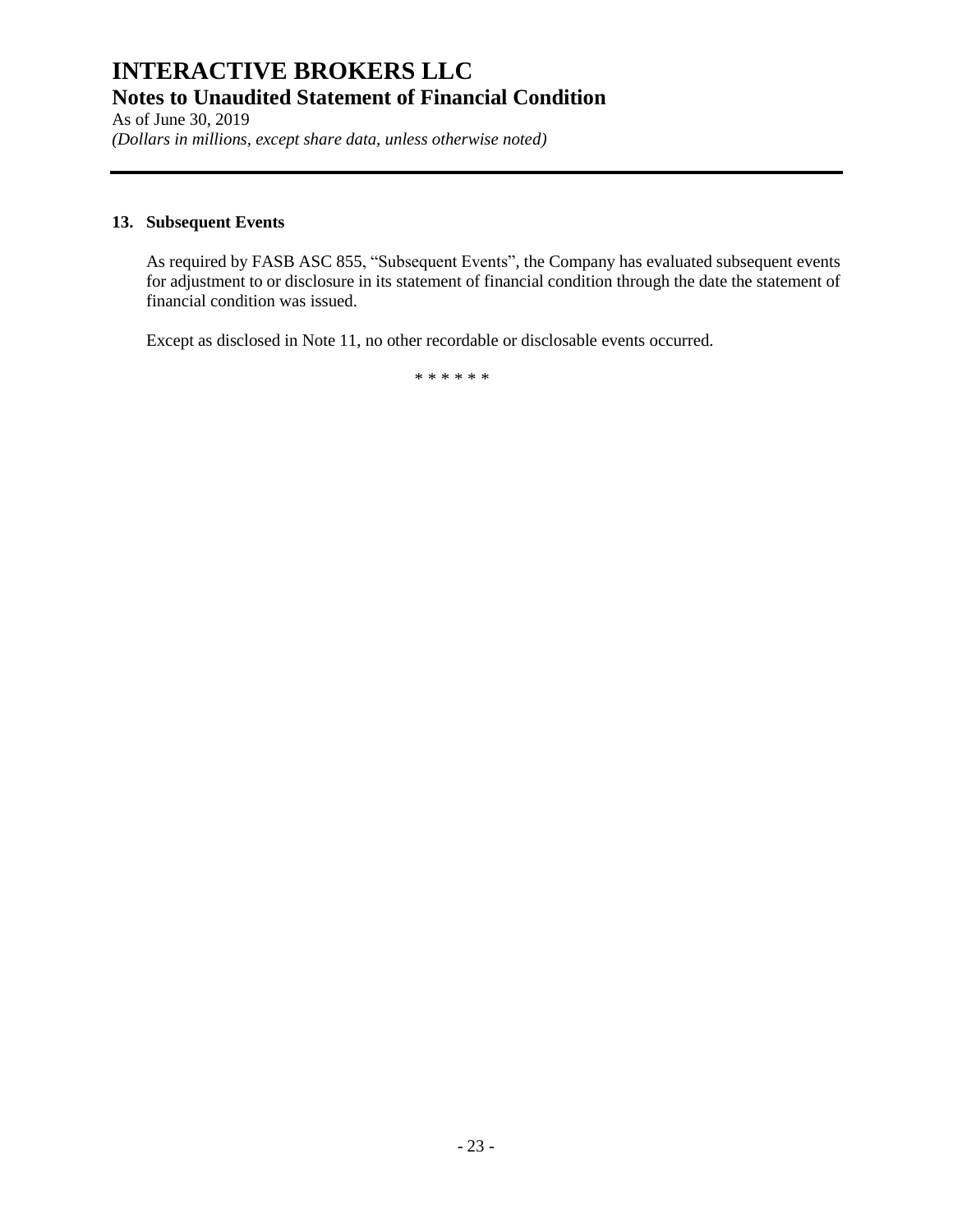## 13. Subsequent Events

As required by FASB ASC 855, “Subsequent Events”, the Company has evaluated subsequent events for adjustment to or disclosure in its statement of financial condition through the date the statement of financial condition was issued.

Except as disclosed in Note 11, no other recordable or disclosable events occurred.

* * * * * *